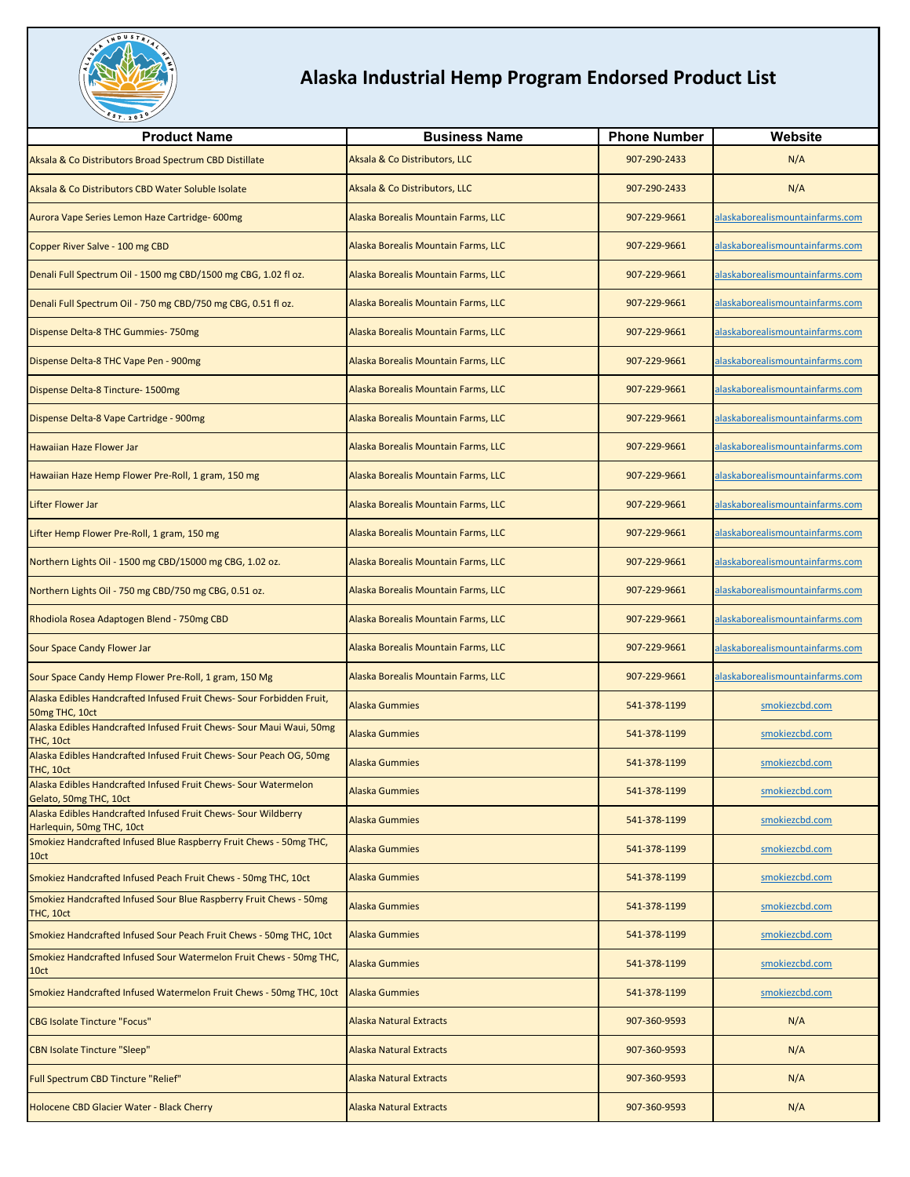# Alaska Industrial Hemp Program Endorsed Product List

| Product Name | Business Name | Phone Number | Website |
|---|---|---|---|
| Aksala & Co Distributors Broad Spectrum CBD Distillate | Aksala & Co Distributors, LLC | 907-290-2433 | N/A |
| Aksala & Co Distributors CBD Water Soluble Isolate | Aksala & Co Distributors, LLC | 907-290-2433 | N/A |
| Aurora Vape Series Lemon Haze Cartridge- 600mg | Alaska Borealis Mountain Farms, LLC | 907-229-9661 | alaskaborealismountainfarms.com |
| Copper River Salve - 100 mg CBD | Alaska Borealis Mountain Farms, LLC | 907-229-9661 | alaskaborealismountainfarms.com |
| Denali Full Spectrum Oil - 1500 mg CBD/1500 mg CBG, 1.02 fl oz. | Alaska Borealis Mountain Farms, LLC | 907-229-9661 | alaskaborealismountainfarms.com |
| Denali Full Spectrum Oil - 750 mg CBD/750 mg CBG, 0.51 fl oz. | Alaska Borealis Mountain Farms, LLC | 907-229-9661 | alaskaborealismountainfarms.com |
| Dispense Delta-8 THC Gummies- 750mg | Alaska Borealis Mountain Farms, LLC | 907-229-9661 | alaskaborealismountainfarms.com |
| Dispense Delta-8 THC Vape Pen - 900mg | Alaska Borealis Mountain Farms, LLC | 907-229-9661 | alaskaborealismountainfarms.com |
| Dispense Delta-8 Tincture- 1500mg | Alaska Borealis Mountain Farms, LLC | 907-229-9661 | alaskaborealismountainfarms.com |
| Dispense Delta-8 Vape Cartridge - 900mg | Alaska Borealis Mountain Farms, LLC | 907-229-9661 | alaskaborealismountainfarms.com |
| Hawaiian Haze Flower Jar | Alaska Borealis Mountain Farms, LLC | 907-229-9661 | alaskaborealismountainfarms.com |
| Hawaiian Haze Hemp Flower Pre-Roll, 1 gram, 150 mg | Alaska Borealis Mountain Farms, LLC | 907-229-9661 | alaskaborealismountainfarms.com |
| Lifter Flower Jar | Alaska Borealis Mountain Farms, LLC | 907-229-9661 | alaskaborealismountainfarms.com |
| Lifter Hemp Flower Pre-Roll, 1 gram, 150 mg | Alaska Borealis Mountain Farms, LLC | 907-229-9661 | alaskaborealismountainfarms.com |
| Northern Lights Oil - 1500 mg CBD/15000 mg CBG, 1.02 oz. | Alaska Borealis Mountain Farms, LLC | 907-229-9661 | alaskaborealismountainfarms.com |
| Northern Lights Oil - 750 mg CBD/750 mg CBG, 0.51 oz. | Alaska Borealis Mountain Farms, LLC | 907-229-9661 | alaskaborealismountainfarms.com |
| Rhodiola Rosea Adaptogen Blend - 750mg CBD | Alaska Borealis Mountain Farms, LLC | 907-229-9661 | alaskaborealismountainfarms.com |
| Sour Space Candy Flower Jar | Alaska Borealis Mountain Farms, LLC | 907-229-9661 | alaskaborealismountainfarms.com |
| Sour Space Candy Hemp Flower Pre-Roll, 1 gram, 150 Mg | Alaska Borealis Mountain Farms, LLC | 907-229-9661 | alaskaborealismountainfarms.com |
| Alaska Edibles Handcrafted Infused Fruit Chews- Sour Forbidden Fruit, 50mg THC, 10ct | Alaska Gummies | 541-378-1199 | smokiezcbd.com |
| Alaska Edibles Handcrafted Infused Fruit Chews- Sour Maui Waui, 50mg THC, 10ct | Alaska Gummies | 541-378-1199 | smokiezcbd.com |
| Alaska Edibles Handcrafted Infused Fruit Chews- Sour Peach OG, 50mg THC, 10ct | Alaska Gummies | 541-378-1199 | smokiezcbd.com |
| Alaska Edibles Handcrafted Infused Fruit Chews- Sour Watermelon Gelato, 50mg THC, 10ct | Alaska Gummies | 541-378-1199 | smokiezcbd.com |
| Alaska Edibles Handcrafted Infused Fruit Chews- Sour Wildberry Harlequin, 50mg THC, 10ct | Alaska Gummies | 541-378-1199 | smokiezcbd.com |
| Smokiez Handcrafted Infused Blue Raspberry Fruit Chews - 50mg THC, 10ct | Alaska Gummies | 541-378-1199 | smokiezcbd.com |
| Smokiez Handcrafted Infused Peach Fruit Chews - 50mg THC, 10ct | Alaska Gummies | 541-378-1199 | smokiezcbd.com |
| Smokiez Handcrafted Infused Sour Blue Raspberry Fruit Chews - 50mg THC, 10ct | Alaska Gummies | 541-378-1199 | smokiezcbd.com |
| Smokiez Handcrafted Infused Sour Peach Fruit Chews - 50mg THC, 10ct | Alaska Gummies | 541-378-1199 | smokiezcbd.com |
| Smokiez Handcrafted Infused Sour Watermelon Fruit Chews - 50mg THC, 10ct | Alaska Gummies | 541-378-1199 | smokiezcbd.com |
| Smokiez Handcrafted Infused Watermelon Fruit Chews - 50mg THC, 10ct | Alaska Gummies | 541-378-1199 | smokiezcbd.com |
| CBG Isolate Tincture "Focus" | Alaska Natural Extracts | 907-360-9593 | N/A |
| CBN Isolate Tincture "Sleep" | Alaska Natural Extracts | 907-360-9593 | N/A |
| Full Spectrum CBD Tincture "Relief" | Alaska Natural Extracts | 907-360-9593 | N/A |
| Holocene CBD Glacier Water - Black Cherry | Alaska Natural Extracts | 907-360-9593 | N/A |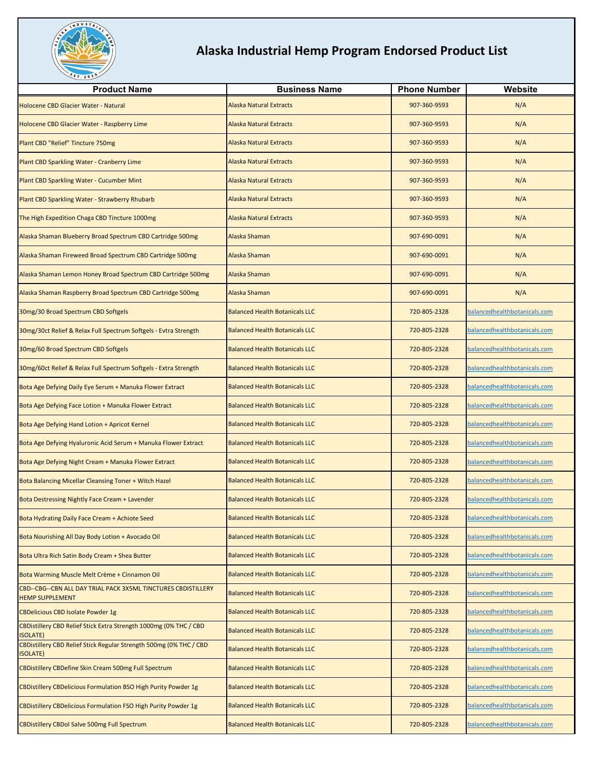# Alaska Industrial Hemp Program Endorsed Product List

| Product Name | Business Name | Phone Number | Website |
|---|---|---|---|
| Holocene CBD Glacier Water - Natural | Alaska Natural Extracts | 907-360-9593 | N/A |
| Holocene CBD Glacier Water - Raspberry Lime | Alaska Natural Extracts | 907-360-9593 | N/A |
| Plant CBD "Relief" Tincture 750mg | Alaska Natural Extracts | 907-360-9593 | N/A |
| Plant CBD Sparkling Water - Cranberry Lime | Alaska Natural Extracts | 907-360-9593 | N/A |
| Plant CBD Sparkling Water - Cucumber Mint | Alaska Natural Extracts | 907-360-9593 | N/A |
| Plant CBD Sparkling Water - Strawberry Rhubarb | Alaska Natural Extracts | 907-360-9593 | N/A |
| The High Expedition Chaga CBD Tincture 1000mg | Alaska Natural Extracts | 907-360-9593 | N/A |
| Alaska Shaman Blueberry Broad Spectrum CBD Cartridge 500mg | Alaska Shaman | 907-690-0091 | N/A |
| Alaska Shaman Fireweed Broad Spectrum CBD Cartridge 500mg | Alaska Shaman | 907-690-0091 | N/A |
| Alaska Shaman Lemon Honey Broad Spectrum CBD Cartridge 500mg | Alaska Shaman | 907-690-0091 | N/A |
| Alaska Shaman Raspberry Broad Spectrum CBD Cartridge 500mg | Alaska Shaman | 907-690-0091 | N/A |
| 30mg/30 Broad Spectrum CBD Softgels | Balanced Health Botanicals LLC | 720-805-2328 | balancedhealthbotanicals.com |
| 30mg/30ct Relief & Relax Full Spectrum Softgels - Evtra Strength | Balanced Health Botanicals LLC | 720-805-2328 | balancedhealthbotanicals.com |
| 30mg/60 Broad Spectrum CBD Softgels | Balanced Health Botanicals LLC | 720-805-2328 | balancedhealthbotanicals.com |
| 30mg/60ct Relief & Relax Full Spectrum Softgels - Extra Strength | Balanced Health Botanicals LLC | 720-805-2328 | balancedhealthbotanicals.com |
| Bota Age Defying Daily Eye Serum + Manuka Flower Extract | Balanced Health Botanicals LLC | 720-805-2328 | balancedhealthbotanicals.com |
| Bota Age Defying Face Lotion + Manuka Flower Extract | Balanced Health Botanicals LLC | 720-805-2328 | balancedhealthbotanicals.com |
| Bota Age Defying Hand Lotion + Apricot Kernel | Balanced Health Botanicals LLC | 720-805-2328 | balancedhealthbotanicals.com |
| Bota Age Defying Hyaluronic Acid Serum + Manuka Flower Extract | Balanced Health Botanicals LLC | 720-805-2328 | balancedhealthbotanicals.com |
| Bota Age Defying Night Cream + Manuka Flower Extract | Balanced Health Botanicals LLC | 720-805-2328 | balancedhealthbotanicals.com |
| Bota Balancing Micellar Cleansing Toner + Witch Hazel | Balanced Health Botanicals LLC | 720-805-2328 | balancedhealthbotanicals.com |
| Bota Destressing Nightly Face Cream + Lavender | Balanced Health Botanicals LLC | 720-805-2328 | balancedhealthbotanicals.com |
| Bota Hydrating Daily Face Cream + Achiote Seed | Balanced Health Botanicals LLC | 720-805-2328 | balancedhealthbotanicals.com |
| Bota Nourishing All Day Body Lotion + Avocado Oil | Balanced Health Botanicals LLC | 720-805-2328 | balancedhealthbotanicals.com |
| Bota Ultra Rich Satin Body Cream + Shea Butter | Balanced Health Botanicals LLC | 720-805-2328 | balancedhealthbotanicals.com |
| Bota Warming Muscle Melt Crème + Cinnamon Oil | Balanced Health Botanicals LLC | 720-805-2328 | balancedhealthbotanicals.com |
| CBD--CBG--CBN ALL DAY TRIAL PACK 3X5ML TINCTURES CBDISTILLERY HEMP SUPPLEMENT | Balanced Health Botanicals LLC | 720-805-2328 | balancedhealthbotanicals.com |
| CBDelicious CBD Isolate Powder 1g | Balanced Health Botanicals LLC | 720-805-2328 | balancedhealthbotanicals.com |
| CBDistillery CBD Relief Stick Extra Strength 1000mg (0% THC / CBD ISOLATE) | Balanced Health Botanicals LLC | 720-805-2328 | balancedhealthbotanicals.com |
| CBDistillery CBD Relief Stick Regular Strength 500mg (0% THC / CBD ISOLATE) | Balanced Health Botanicals LLC | 720-805-2328 | balancedhealthbotanicals.com |
| CBDistillery CBDefine Skin Cream 500mg Full Spectrum | Balanced Health Botanicals LLC | 720-805-2328 | balancedhealthbotanicals.com |
| CBDistillery CBDelicious Formulation BSO High Purity Powder 1g | Balanced Health Botanicals LLC | 720-805-2328 | balancedhealthbotanicals.com |
| CBDistillery CBDelicious Formulation FSO High Purity Powder 1g | Balanced Health Botanicals LLC | 720-805-2328 | balancedhealthbotanicals.com |
| CBDistillery CBDol Salve 500mg Full Spectrum | Balanced Health Botanicals LLC | 720-805-2328 | balancedhealthbotanicals.com |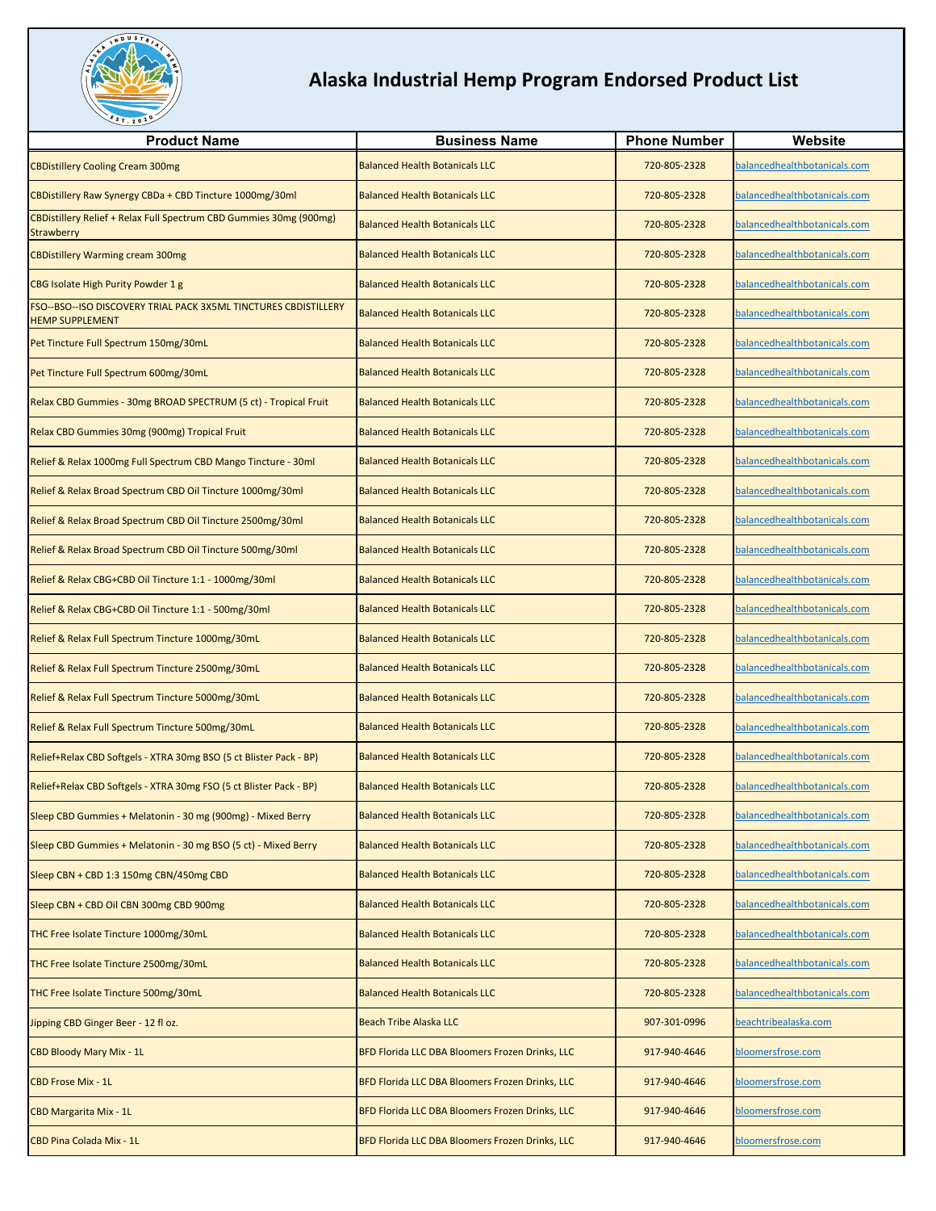# Alaska Industrial Hemp Program Endorsed Product List

| Product Name | Business Name | Phone Number | Website |
|---|---|---|---|
| CBDistillery Cooling Cream 300mg | Balanced Health Botanicals LLC | 720-805-2328 | balancedhealthbotanicals.com |
| CBDistillery Raw Synergy CBDa + CBD Tincture 1000mg/30ml | Balanced Health Botanicals LLC | 720-805-2328 | balancedhealthbotanicals.com |
| CBDistillery Relief + Relax Full Spectrum CBD Gummies 30mg (900mg) Strawberry | Balanced Health Botanicals LLC | 720-805-2328 | balancedhealthbotanicals.com |
| CBDistillery Warming cream 300mg | Balanced Health Botanicals LLC | 720-805-2328 | balancedhealthbotanicals.com |
| CBG Isolate High Purity Powder 1 g | Balanced Health Botanicals LLC | 720-805-2328 | balancedhealthbotanicals.com |
| FSO--BSO--ISO DISCOVERY TRIAL PACK 3X5ML TINCTURES CBDISTILLERY HEMP SUPPLEMENT | Balanced Health Botanicals LLC | 720-805-2328 | balancedhealthbotanicals.com |
| Pet Tincture Full Spectrum 150mg/30mL | Balanced Health Botanicals LLC | 720-805-2328 | balancedhealthbotanicals.com |
| Pet Tincture Full Spectrum 600mg/30mL | Balanced Health Botanicals LLC | 720-805-2328 | balancedhealthbotanicals.com |
| Relax CBD Gummies - 30mg BROAD SPECTRUM (5 ct) - Tropical Fruit | Balanced Health Botanicals LLC | 720-805-2328 | balancedhealthbotanicals.com |
| Relax CBD Gummies 30mg (900mg) Tropical Fruit | Balanced Health Botanicals LLC | 720-805-2328 | balancedhealthbotanicals.com |
| Relief & Relax 1000mg Full Spectrum CBD Mango Tincture - 30ml | Balanced Health Botanicals LLC | 720-805-2328 | balancedhealthbotanicals.com |
| Relief & Relax Broad Spectrum CBD Oil Tincture 1000mg/30ml | Balanced Health Botanicals LLC | 720-805-2328 | balancedhealthbotanicals.com |
| Relief & Relax Broad Spectrum CBD Oil Tincture 2500mg/30ml | Balanced Health Botanicals LLC | 720-805-2328 | balancedhealthbotanicals.com |
| Relief & Relax Broad Spectrum CBD Oil Tincture 500mg/30ml | Balanced Health Botanicals LLC | 720-805-2328 | balancedhealthbotanicals.com |
| Relief & Relax CBG+CBD Oil Tincture 1:1 - 1000mg/30ml | Balanced Health Botanicals LLC | 720-805-2328 | balancedhealthbotanicals.com |
| Relief & Relax CBG+CBD Oil Tincture 1:1 - 500mg/30ml | Balanced Health Botanicals LLC | 720-805-2328 | balancedhealthbotanicals.com |
| Relief & Relax Full Spectrum Tincture 1000mg/30mL | Balanced Health Botanicals LLC | 720-805-2328 | balancedhealthbotanicals.com |
| Relief & Relax Full Spectrum Tincture 2500mg/30mL | Balanced Health Botanicals LLC | 720-805-2328 | balancedhealthbotanicals.com |
| Relief & Relax Full Spectrum Tincture 5000mg/30mL | Balanced Health Botanicals LLC | 720-805-2328 | balancedhealthbotanicals.com |
| Relief & Relax Full Spectrum Tincture 500mg/30mL | Balanced Health Botanicals LLC | 720-805-2328 | balancedhealthbotanicals.com |
| Relief+Relax CBD Softgels - XTRA 30mg BSO (5 ct Blister Pack - BP) | Balanced Health Botanicals LLC | 720-805-2328 | balancedhealthbotanicals.com |
| Relief+Relax CBD Softgels - XTRA 30mg FSO (5 ct Blister Pack - BP) | Balanced Health Botanicals LLC | 720-805-2328 | balancedhealthbotanicals.com |
| Sleep CBD Gummies + Melatonin - 30 mg (900mg) - Mixed Berry | Balanced Health Botanicals LLC | 720-805-2328 | balancedhealthbotanicals.com |
| Sleep CBD Gummies + Melatonin - 30 mg BSO (5 ct) - Mixed Berry | Balanced Health Botanicals LLC | 720-805-2328 | balancedhealthbotanicals.com |
| Sleep CBN + CBD 1:3 150mg CBN/450mg CBD | Balanced Health Botanicals LLC | 720-805-2328 | balancedhealthbotanicals.com |
| Sleep CBN + CBD Oil CBN 300mg CBD 900mg | Balanced Health Botanicals LLC | 720-805-2328 | balancedhealthbotanicals.com |
| THC Free Isolate Tincture 1000mg/30mL | Balanced Health Botanicals LLC | 720-805-2328 | balancedhealthbotanicals.com |
| THC Free Isolate Tincture 2500mg/30mL | Balanced Health Botanicals LLC | 720-805-2328 | balancedhealthbotanicals.com |
| THC Free Isolate Tincture 500mg/30mL | Balanced Health Botanicals LLC | 720-805-2328 | balancedhealthbotanicals.com |
| Jipping CBD Ginger Beer - 12 fl oz. | Beach Tribe Alaska LLC | 907-301-0996 | beachtribealaska.com |
| CBD Bloody Mary Mix - 1L | BFD Florida LLC DBA Bloomers Frozen Drinks, LLC | 917-940-4646 | bloomersfrose.com |
| CBD Frose Mix - 1L | BFD Florida LLC DBA Bloomers Frozen Drinks, LLC | 917-940-4646 | bloomersfrose.com |
| CBD Margarita Mix - 1L | BFD Florida LLC DBA Bloomers Frozen Drinks, LLC | 917-940-4646 | bloomersfrose.com |
| CBD Pina Colada Mix - 1L | BFD Florida LLC DBA Bloomers Frozen Drinks, LLC | 917-940-4646 | bloomersfrose.com |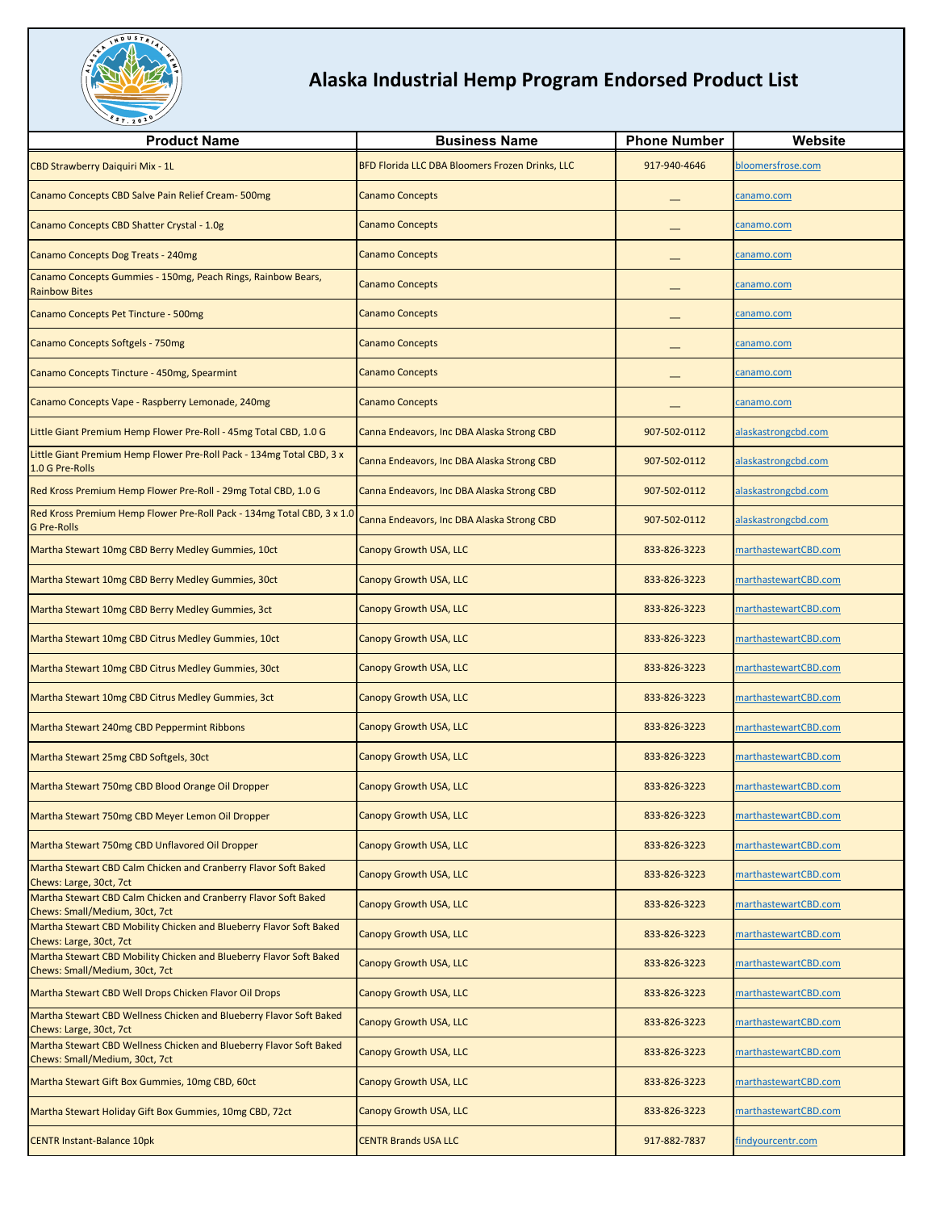# Alaska Industrial Hemp Program Endorsed Product List

| Product Name | Business Name | Phone Number | Website |
|---|---|---|---|
| CBD Strawberry Daiquiri Mix - 1L | BFD Florida LLC DBA Bloomers Frozen Drinks, LLC | 917-940-4646 | bloomersfrose.com |
| Canamo Concepts CBD Salve Pain Relief Cream- 500mg | Canamo Concepts | __ | canamo.com |
| Canamo Concepts CBD Shatter Crystal - 1.0g | Canamo Concepts | __ | canamo.com |
| Canamo Concepts Dog Treats - 240mg | Canamo Concepts | __ | canamo.com |
| Canamo Concepts Gummies - 150mg, Peach Rings, Rainbow Bears, Rainbow Bites | Canamo Concepts | __ | canamo.com |
| Canamo Concepts Pet Tincture - 500mg | Canamo Concepts | __ | canamo.com |
| Canamo Concepts Softgels - 750mg | Canamo Concepts | __ | canamo.com |
| Canamo Concepts Tincture - 450mg, Spearmint | Canamo Concepts | __ | canamo.com |
| Canamo Concepts Vape - Raspberry Lemonade, 240mg | Canamo Concepts | __ | canamo.com |
| Little Giant Premium Hemp Flower Pre-Roll - 45mg Total CBD, 1.0 G | Canna Endeavors, Inc DBA Alaska Strong CBD | 907-502-0112 | alaskastrongcbd.com |
| Little Giant Premium Hemp Flower Pre-Roll Pack - 134mg Total CBD, 3 x 1.0 G Pre-Rolls | Canna Endeavors, Inc DBA Alaska Strong CBD | 907-502-0112 | alaskastrongcbd.com |
| Red Kross Premium Hemp Flower Pre-Roll - 29mg Total CBD, 1.0 G | Canna Endeavors, Inc DBA Alaska Strong CBD | 907-502-0112 | alaskastrongcbd.com |
| Red Kross Premium Hemp Flower Pre-Roll Pack - 134mg Total CBD, 3 x 1.0 G Pre-Rolls | Canna Endeavors, Inc DBA Alaska Strong CBD | 907-502-0112 | alaskastrongcbd.com |
| Martha Stewart 10mg CBD Berry Medley Gummies, 10ct | Canopy Growth USA, LLC | 833-826-3223 | marthastewartCBD.com |
| Martha Stewart 10mg CBD Berry Medley Gummies, 30ct | Canopy Growth USA, LLC | 833-826-3223 | marthastewartCBD.com |
| Martha Stewart 10mg CBD Berry Medley Gummies, 3ct | Canopy Growth USA, LLC | 833-826-3223 | marthastewartCBD.com |
| Martha Stewart 10mg CBD Citrus Medley Gummies, 10ct | Canopy Growth USA, LLC | 833-826-3223 | marthastewartCBD.com |
| Martha Stewart 10mg CBD Citrus Medley Gummies, 30ct | Canopy Growth USA, LLC | 833-826-3223 | marthastewartCBD.com |
| Martha Stewart 10mg CBD Citrus Medley Gummies, 3ct | Canopy Growth USA, LLC | 833-826-3223 | marthastewartCBD.com |
| Martha Stewart 240mg CBD Peppermint Ribbons | Canopy Growth USA, LLC | 833-826-3223 | marthastewartCBD.com |
| Martha Stewart 25mg CBD Softgels, 30ct | Canopy Growth USA, LLC | 833-826-3223 | marthastewartCBD.com |
| Martha Stewart 750mg CBD Blood Orange Oil Dropper | Canopy Growth USA, LLC | 833-826-3223 | marthastewartCBD.com |
| Martha Stewart 750mg CBD Meyer Lemon Oil Dropper | Canopy Growth USA, LLC | 833-826-3223 | marthastewartCBD.com |
| Martha Stewart 750mg CBD Unflavored Oil Dropper | Canopy Growth USA, LLC | 833-826-3223 | marthastewartCBD.com |
| Martha Stewart CBD Calm Chicken and Cranberry Flavor Soft Baked Chews: Large, 30ct, 7ct | Canopy Growth USA, LLC | 833-826-3223 | marthastewartCBD.com |
| Martha Stewart CBD Calm Chicken and Cranberry Flavor Soft Baked Chews: Small/Medium, 30ct, 7ct | Canopy Growth USA, LLC | 833-826-3223 | marthastewartCBD.com |
| Martha Stewart CBD Mobility Chicken and Blueberry Flavor Soft Baked Chews: Large, 30ct, 7ct | Canopy Growth USA, LLC | 833-826-3223 | marthastewartCBD.com |
| Martha Stewart CBD Mobility Chicken and Blueberry Flavor Soft Baked Chews: Small/Medium, 30ct, 7ct | Canopy Growth USA, LLC | 833-826-3223 | marthastewartCBD.com |
| Martha Stewart CBD Well Drops Chicken Flavor Oil Drops | Canopy Growth USA, LLC | 833-826-3223 | marthastewartCBD.com |
| Martha Stewart CBD Wellness Chicken and Blueberry Flavor Soft Baked Chews: Large, 30ct, 7ct | Canopy Growth USA, LLC | 833-826-3223 | marthastewartCBD.com |
| Martha Stewart CBD Wellness Chicken and Blueberry Flavor Soft Baked Chews: Small/Medium, 30ct, 7ct | Canopy Growth USA, LLC | 833-826-3223 | marthastewartCBD.com |
| Martha Stewart Gift Box Gummies, 10mg CBD, 60ct | Canopy Growth USA, LLC | 833-826-3223 | marthastewartCBD.com |
| Martha Stewart Holiday Gift Box Gummies, 10mg CBD, 72ct | Canopy Growth USA, LLC | 833-826-3223 | marthastewartCBD.com |
| CENTR Instant-Balance 10pk | CENTR Brands USA LLC | 917-882-7837 | findyourcentr.com |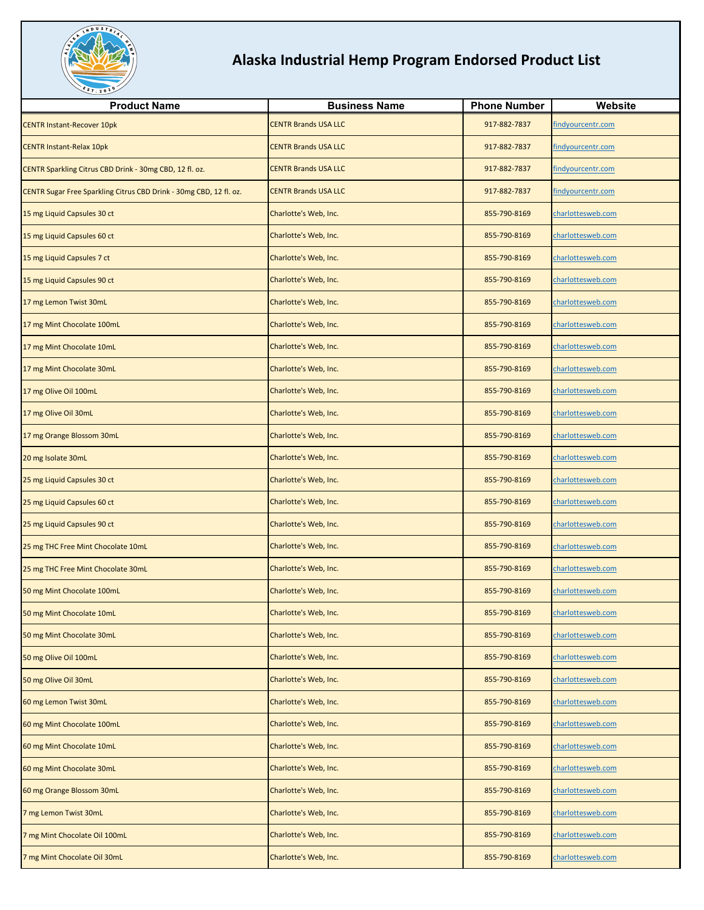# Alaska Industrial Hemp Program Endorsed Product List

| Product Name | Business Name | Phone Number | Website |
|---|---|---|---|
| CENTR Instant-Recover 10pk | CENTR Brands USA LLC | 917-882-7837 | findyourcentr.com |
| CENTR Instant-Relax 10pk | CENTR Brands USA LLC | 917-882-7837 | findyourcentr.com |
| CENTR Sparkling Citrus CBD Drink - 30mg CBD, 12 fl. oz. | CENTR Brands USA LLC | 917-882-7837 | findyourcentr.com |
| CENTR Sugar Free Sparkling Citrus CBD Drink - 30mg CBD, 12 fl. oz. | CENTR Brands USA LLC | 917-882-7837 | findyourcentr.com |
| 15 mg Liquid Capsules 30 ct | Charlotte's Web, Inc. | 855-790-8169 | charlottesweb.com |
| 15 mg Liquid Capsules 60 ct | Charlotte's Web, Inc. | 855-790-8169 | charlottesweb.com |
| 15 mg Liquid Capsules 7 ct | Charlotte's Web, Inc. | 855-790-8169 | charlottesweb.com |
| 15 mg Liquid Capsules 90 ct | Charlotte's Web, Inc. | 855-790-8169 | charlottesweb.com |
| 17 mg Lemon Twist 30mL | Charlotte's Web, Inc. | 855-790-8169 | charlottesweb.com |
| 17 mg Mint Chocolate 100mL | Charlotte's Web, Inc. | 855-790-8169 | charlottesweb.com |
| 17 mg Mint Chocolate 10mL | Charlotte's Web, Inc. | 855-790-8169 | charlottesweb.com |
| 17 mg Mint Chocolate 30mL | Charlotte's Web, Inc. | 855-790-8169 | charlottesweb.com |
| 17 mg Olive Oil 100mL | Charlotte's Web, Inc. | 855-790-8169 | charlottesweb.com |
| 17 mg Olive Oil 30mL | Charlotte's Web, Inc. | 855-790-8169 | charlottesweb.com |
| 17 mg Orange Blossom 30mL | Charlotte's Web, Inc. | 855-790-8169 | charlottesweb.com |
| 20 mg Isolate 30mL | Charlotte's Web, Inc. | 855-790-8169 | charlottesweb.com |
| 25 mg Liquid Capsules 30 ct | Charlotte's Web, Inc. | 855-790-8169 | charlottesweb.com |
| 25 mg Liquid Capsules 60 ct | Charlotte's Web, Inc. | 855-790-8169 | charlottesweb.com |
| 25 mg Liquid Capsules 90 ct | Charlotte's Web, Inc. | 855-790-8169 | charlottesweb.com |
| 25 mg THC Free Mint Chocolate 10mL | Charlotte's Web, Inc. | 855-790-8169 | charlottesweb.com |
| 25 mg THC Free Mint Chocolate 30mL | Charlotte's Web, Inc. | 855-790-8169 | charlottesweb.com |
| 50 mg Mint Chocolate 100mL | Charlotte's Web, Inc. | 855-790-8169 | charlottesweb.com |
| 50 mg Mint Chocolate 10mL | Charlotte's Web, Inc. | 855-790-8169 | charlottesweb.com |
| 50 mg Mint Chocolate 30mL | Charlotte's Web, Inc. | 855-790-8169 | charlottesweb.com |
| 50 mg Olive Oil 100mL | Charlotte's Web, Inc. | 855-790-8169 | charlottesweb.com |
| 50 mg Olive Oil 30mL | Charlotte's Web, Inc. | 855-790-8169 | charlottesweb.com |
| 60 mg Lemon Twist 30mL | Charlotte's Web, Inc. | 855-790-8169 | charlottesweb.com |
| 60 mg Mint Chocolate 100mL | Charlotte's Web, Inc. | 855-790-8169 | charlottesweb.com |
| 60 mg Mint Chocolate 10mL | Charlotte's Web, Inc. | 855-790-8169 | charlottesweb.com |
| 60 mg Mint Chocolate 30mL | Charlotte's Web, Inc. | 855-790-8169 | charlottesweb.com |
| 60 mg Orange Blossom 30mL | Charlotte's Web, Inc. | 855-790-8169 | charlottesweb.com |
| 7 mg Lemon Twist 30mL | Charlotte's Web, Inc. | 855-790-8169 | charlottesweb.com |
| 7 mg Mint Chocolate Oil 100mL | Charlotte's Web, Inc. | 855-790-8169 | charlottesweb.com |
| 7 mg Mint Chocolate Oil 30mL | Charlotte's Web, Inc. | 855-790-8169 | charlottesweb.com |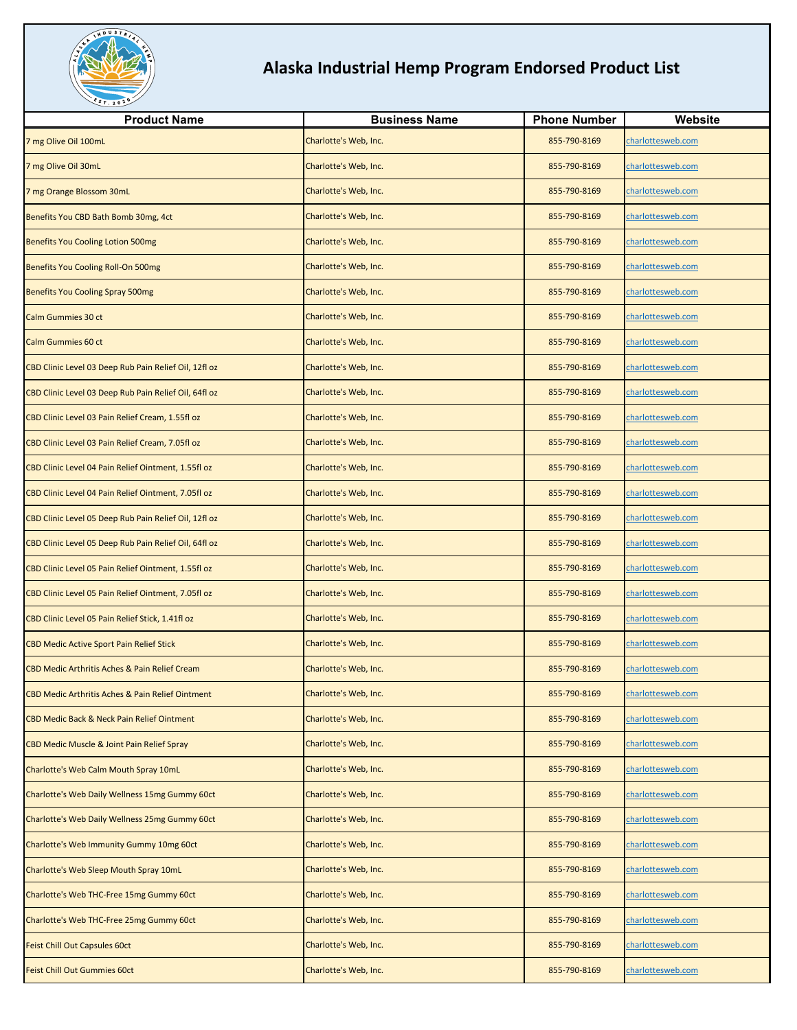# Alaska Industrial Hemp Program Endorsed Product List

| Product Name | Business Name | Phone Number | Website |
|---|---|---|---|
| 7 mg Olive Oil 100mL | Charlotte's Web, Inc. | 855-790-8169 | charlottesweb.com |
| 7 mg Olive Oil 30mL | Charlotte's Web, Inc. | 855-790-8169 | charlottesweb.com |
| 7 mg Orange Blossom 30mL | Charlotte's Web, Inc. | 855-790-8169 | charlottesweb.com |
| Benefits You CBD Bath Bomb 30mg, 4ct | Charlotte's Web, Inc. | 855-790-8169 | charlottesweb.com |
| Benefits You Cooling Lotion 500mg | Charlotte's Web, Inc. | 855-790-8169 | charlottesweb.com |
| Benefits You Cooling Roll-On 500mg | Charlotte's Web, Inc. | 855-790-8169 | charlottesweb.com |
| Benefits You Cooling Spray 500mg | Charlotte's Web, Inc. | 855-790-8169 | charlottesweb.com |
| Calm Gummies 30 ct | Charlotte's Web, Inc. | 855-790-8169 | charlottesweb.com |
| Calm Gummies 60 ct | Charlotte's Web, Inc. | 855-790-8169 | charlottesweb.com |
| CBD Clinic Level 03 Deep Rub Pain Relief Oil, 12fl oz | Charlotte's Web, Inc. | 855-790-8169 | charlottesweb.com |
| CBD Clinic Level 03 Deep Rub Pain Relief Oil, 64fl oz | Charlotte's Web, Inc. | 855-790-8169 | charlottesweb.com |
| CBD Clinic Level 03 Pain Relief Cream, 1.55fl oz | Charlotte's Web, Inc. | 855-790-8169 | charlottesweb.com |
| CBD Clinic Level 03 Pain Relief Cream, 7.05fl oz | Charlotte's Web, Inc. | 855-790-8169 | charlottesweb.com |
| CBD Clinic Level 04 Pain Relief Ointment, 1.55fl oz | Charlotte's Web, Inc. | 855-790-8169 | charlottesweb.com |
| CBD Clinic Level 04 Pain Relief Ointment, 7.05fl oz | Charlotte's Web, Inc. | 855-790-8169 | charlottesweb.com |
| CBD Clinic Level 05 Deep Rub Pain Relief Oil, 12fl oz | Charlotte's Web, Inc. | 855-790-8169 | charlottesweb.com |
| CBD Clinic Level 05 Deep Rub Pain Relief Oil, 64fl oz | Charlotte's Web, Inc. | 855-790-8169 | charlottesweb.com |
| CBD Clinic Level 05 Pain Relief Ointment, 1.55fl oz | Charlotte's Web, Inc. | 855-790-8169 | charlottesweb.com |
| CBD Clinic Level 05 Pain Relief Ointment, 7.05fl oz | Charlotte's Web, Inc. | 855-790-8169 | charlottesweb.com |
| CBD Clinic Level 05 Pain Relief Stick, 1.41fl oz | Charlotte's Web, Inc. | 855-790-8169 | charlottesweb.com |
| CBD Medic Active Sport Pain Relief Stick | Charlotte's Web, Inc. | 855-790-8169 | charlottesweb.com |
| CBD Medic Arthritis Aches & Pain Relief Cream | Charlotte's Web, Inc. | 855-790-8169 | charlottesweb.com |
| CBD Medic Arthritis Aches & Pain Relief Ointment | Charlotte's Web, Inc. | 855-790-8169 | charlottesweb.com |
| CBD Medic Back & Neck Pain Relief Ointment | Charlotte's Web, Inc. | 855-790-8169 | charlottesweb.com |
| CBD Medic Muscle & Joint Pain Relief Spray | Charlotte's Web, Inc. | 855-790-8169 | charlottesweb.com |
| Charlotte's Web Calm Mouth Spray 10mL | Charlotte's Web, Inc. | 855-790-8169 | charlottesweb.com |
| Charlotte's Web Daily Wellness 15mg Gummy 60ct | Charlotte's Web, Inc. | 855-790-8169 | charlottesweb.com |
| Charlotte's Web Daily Wellness 25mg Gummy 60ct | Charlotte's Web, Inc. | 855-790-8169 | charlottesweb.com |
| Charlotte's Web Immunity Gummy 10mg 60ct | Charlotte's Web, Inc. | 855-790-8169 | charlottesweb.com |
| Charlotte's Web Sleep Mouth Spray 10mL | Charlotte's Web, Inc. | 855-790-8169 | charlottesweb.com |
| Charlotte's Web THC-Free 15mg Gummy 60ct | Charlotte's Web, Inc. | 855-790-8169 | charlottesweb.com |
| Charlotte's Web THC-Free 25mg Gummy 60ct | Charlotte's Web, Inc. | 855-790-8169 | charlottesweb.com |
| Feist Chill Out Capsules 60ct | Charlotte's Web, Inc. | 855-790-8169 | charlottesweb.com |
| Feist Chill Out Gummies 60ct | Charlotte's Web, Inc. | 855-790-8169 | charlottesweb.com |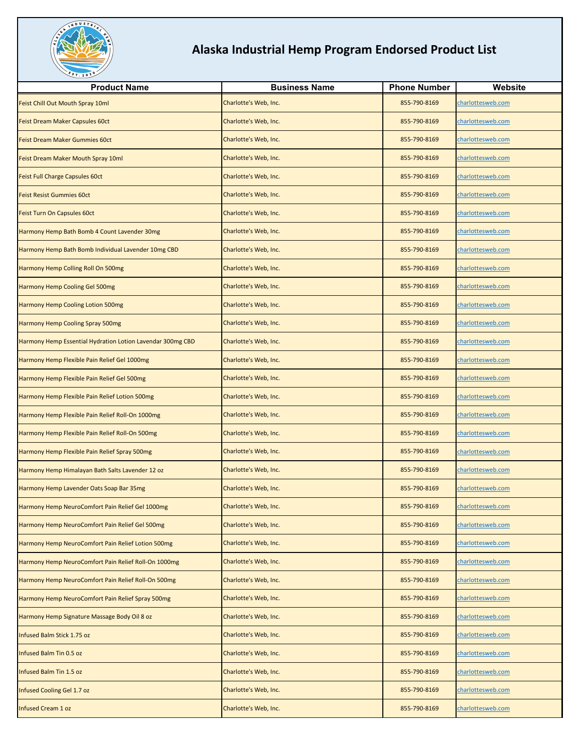# Alaska Industrial Hemp Program Endorsed Product List

| Product Name | Business Name | Phone Number | Website |
|---|---|---|---|
| Feist Chill Out Mouth Spray 10ml | Charlotte's Web, Inc. | 855-790-8169 | charlottesweb.com |
| Feist Dream Maker Capsules 60ct | Charlotte's Web, Inc. | 855-790-8169 | charlottesweb.com |
| Feist Dream Maker Gummies 60ct | Charlotte's Web, Inc. | 855-790-8169 | charlottesweb.com |
| Feist Dream Maker Mouth Spray 10ml | Charlotte's Web, Inc. | 855-790-8169 | charlottesweb.com |
| Feist Full Charge Capsules 60ct | Charlotte's Web, Inc. | 855-790-8169 | charlottesweb.com |
| Feist Resist Gummies 60ct | Charlotte's Web, Inc. | 855-790-8169 | charlottesweb.com |
| Feist Turn On Capsules 60ct | Charlotte's Web, Inc. | 855-790-8169 | charlottesweb.com |
| Harmony Hemp Bath Bomb 4 Count Lavender 30mg | Charlotte's Web, Inc. | 855-790-8169 | charlottesweb.com |
| Harmony Hemp Bath Bomb Individual Lavender 10mg CBD | Charlotte's Web, Inc. | 855-790-8169 | charlottesweb.com |
| Harmony Hemp Colling Roll On 500mg | Charlotte's Web, Inc. | 855-790-8169 | charlottesweb.com |
| Harmony Hemp Cooling Gel 500mg | Charlotte's Web, Inc. | 855-790-8169 | charlottesweb.com |
| Harmony Hemp Cooling Lotion 500mg | Charlotte's Web, Inc. | 855-790-8169 | charlottesweb.com |
| Harmony Hemp Cooling Spray 500mg | Charlotte's Web, Inc. | 855-790-8169 | charlottesweb.com |
| Harmony Hemp Essential Hydration Lotion Lavendar 300mg CBD | Charlotte's Web, Inc. | 855-790-8169 | charlottesweb.com |
| Harmony Hemp Flexible Pain Relief Gel 1000mg | Charlotte's Web, Inc. | 855-790-8169 | charlottesweb.com |
| Harmony Hemp Flexible Pain Relief Gel 500mg | Charlotte's Web, Inc. | 855-790-8169 | charlottesweb.com |
| Harmony Hemp Flexible Pain Relief Lotion 500mg | Charlotte's Web, Inc. | 855-790-8169 | charlottesweb.com |
| Harmony Hemp Flexible Pain Relief Roll-On 1000mg | Charlotte's Web, Inc. | 855-790-8169 | charlottesweb.com |
| Harmony Hemp Flexible Pain Relief Roll-On 500mg | Charlotte's Web, Inc. | 855-790-8169 | charlottesweb.com |
| Harmony Hemp Flexible Pain Relief Spray 500mg | Charlotte's Web, Inc. | 855-790-8169 | charlottesweb.com |
| Harmony Hemp Himalayan Bath Salts Lavender 12 oz | Charlotte's Web, Inc. | 855-790-8169 | charlottesweb.com |
| Harmony Hemp Lavender Oats Soap Bar 35mg | Charlotte's Web, Inc. | 855-790-8169 | charlottesweb.com |
| Harmony Hemp NeuroComfort Pain Relief Gel 1000mg | Charlotte's Web, Inc. | 855-790-8169 | charlottesweb.com |
| Harmony Hemp NeuroComfort Pain Relief Gel 500mg | Charlotte's Web, Inc. | 855-790-8169 | charlottesweb.com |
| Harmony Hemp NeuroComfort Pain Relief Lotion 500mg | Charlotte's Web, Inc. | 855-790-8169 | charlottesweb.com |
| Harmony Hemp NeuroComfort Pain Relief Roll-On 1000mg | Charlotte's Web, Inc. | 855-790-8169 | charlottesweb.com |
| Harmony Hemp NeuroComfort Pain Relief Roll-On 500mg | Charlotte's Web, Inc. | 855-790-8169 | charlottesweb.com |
| Harmony Hemp NeuroComfort Pain Relief Spray 500mg | Charlotte's Web, Inc. | 855-790-8169 | charlottesweb.com |
| Harmony Hemp Signature Massage Body Oil 8 oz | Charlotte's Web, Inc. | 855-790-8169 | charlottesweb.com |
| Infused Balm Stick 1.75 oz | Charlotte's Web, Inc. | 855-790-8169 | charlottesweb.com |
| Infused Balm Tin 0.5 oz | Charlotte's Web, Inc. | 855-790-8169 | charlottesweb.com |
| Infused Balm Tin 1.5 oz | Charlotte's Web, Inc. | 855-790-8169 | charlottesweb.com |
| Infused Cooling Gel 1.7 oz | Charlotte's Web, Inc. | 855-790-8169 | charlottesweb.com |
| Infused Cream 1 oz | Charlotte's Web, Inc. | 855-790-8169 | charlottesweb.com |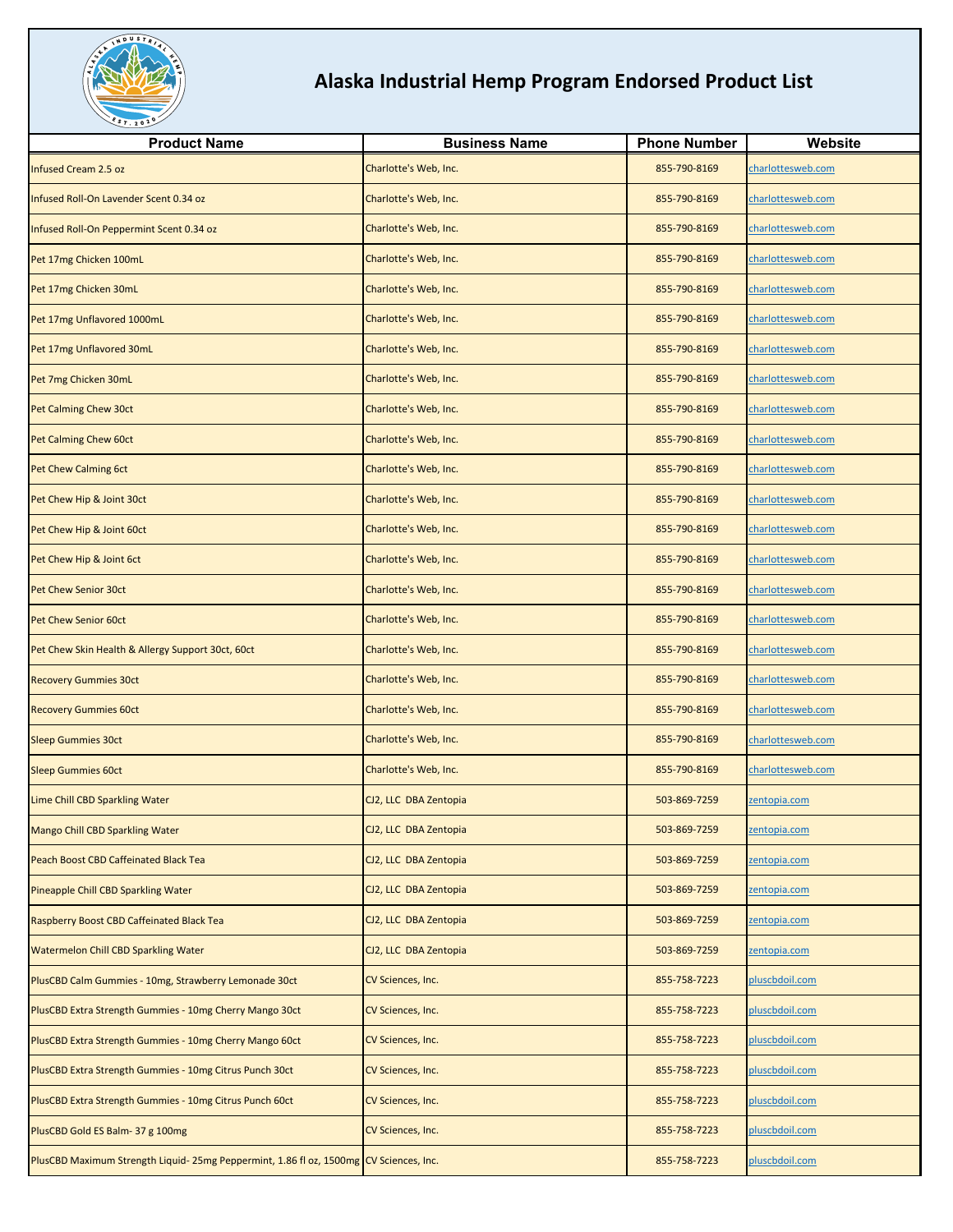# Alaska Industrial Hemp Program Endorsed Product List

| Product Name | Business Name | Phone Number | Website |
|---|---|---|---|
| Infused Cream 2.5 oz | Charlotte's Web, Inc. | 855-790-8169 | charlottesweb.com |
| Infused Roll-On Lavender Scent 0.34 oz | Charlotte's Web, Inc. | 855-790-8169 | charlottesweb.com |
| Infused Roll-On Peppermint Scent 0.34 oz | Charlotte's Web, Inc. | 855-790-8169 | charlottesweb.com |
| Pet 17mg Chicken 100mL | Charlotte's Web, Inc. | 855-790-8169 | charlottesweb.com |
| Pet 17mg Chicken 30mL | Charlotte's Web, Inc. | 855-790-8169 | charlottesweb.com |
| Pet 17mg Unflavored 1000mL | Charlotte's Web, Inc. | 855-790-8169 | charlottesweb.com |
| Pet 17mg Unflavored 30mL | Charlotte's Web, Inc. | 855-790-8169 | charlottesweb.com |
| Pet 7mg Chicken 30mL | Charlotte's Web, Inc. | 855-790-8169 | charlottesweb.com |
| Pet Calming Chew 30ct | Charlotte's Web, Inc. | 855-790-8169 | charlottesweb.com |
| Pet Calming Chew 60ct | Charlotte's Web, Inc. | 855-790-8169 | charlottesweb.com |
| Pet Chew Calming 6ct | Charlotte's Web, Inc. | 855-790-8169 | charlottesweb.com |
| Pet Chew Hip & Joint 30ct | Charlotte's Web, Inc. | 855-790-8169 | charlottesweb.com |
| Pet Chew Hip & Joint 60ct | Charlotte's Web, Inc. | 855-790-8169 | charlottesweb.com |
| Pet Chew Hip & Joint 6ct | Charlotte's Web, Inc. | 855-790-8169 | charlottesweb.com |
| Pet Chew Senior 30ct | Charlotte's Web, Inc. | 855-790-8169 | charlottesweb.com |
| Pet Chew Senior 60ct | Charlotte's Web, Inc. | 855-790-8169 | charlottesweb.com |
| Pet Chew Skin Health & Allergy Support 30ct, 60ct | Charlotte's Web, Inc. | 855-790-8169 | charlottesweb.com |
| Recovery Gummies 30ct | Charlotte's Web, Inc. | 855-790-8169 | charlottesweb.com |
| Recovery Gummies 60ct | Charlotte's Web, Inc. | 855-790-8169 | charlottesweb.com |
| Sleep Gummies 30ct | Charlotte's Web, Inc. | 855-790-8169 | charlottesweb.com |
| Sleep Gummies 60ct | Charlotte's Web, Inc. | 855-790-8169 | charlottesweb.com |
| Lime Chill CBD Sparkling Water | CJ2, LLC DBA Zentopia | 503-869-7259 | zentopia.com |
| Mango Chill CBD Sparkling Water | CJ2, LLC DBA Zentopia | 503-869-7259 | zentopia.com |
| Peach Boost CBD Caffeinated Black Tea | CJ2, LLC DBA Zentopia | 503-869-7259 | zentopia.com |
| Pineapple Chill CBD Sparkling Water | CJ2, LLC DBA Zentopia | 503-869-7259 | zentopia.com |
| Raspberry Boost CBD Caffeinated Black Tea | CJ2, LLC DBA Zentopia | 503-869-7259 | zentopia.com |
| Watermelon Chill CBD Sparkling Water | CJ2, LLC DBA Zentopia | 503-869-7259 | zentopia.com |
| PlusCBD Calm Gummies - 10mg, Strawberry Lemonade 30ct | CV Sciences, Inc. | 855-758-7223 | pluscbdoil.com |
| PlusCBD Extra Strength Gummies - 10mg Cherry Mango 30ct | CV Sciences, Inc. | 855-758-7223 | pluscbdoil.com |
| PlusCBD Extra Strength Gummies - 10mg Cherry Mango 60ct | CV Sciences, Inc. | 855-758-7223 | pluscbdoil.com |
| PlusCBD Extra Strength Gummies - 10mg Citrus Punch 30ct | CV Sciences, Inc. | 855-758-7223 | pluscbdoil.com |
| PlusCBD Extra Strength Gummies - 10mg Citrus Punch 60ct | CV Sciences, Inc. | 855-758-7223 | pluscbdoil.com |
| PlusCBD Gold ES Balm- 37 g 100mg | CV Sciences, Inc. | 855-758-7223 | pluscbdoil.com |
| PlusCBD Maximum Strength Liquid- 25mg Peppermint, 1.86 fl oz, 1500mg | CV Sciences, Inc. | 855-758-7223 | pluscbdoil.com |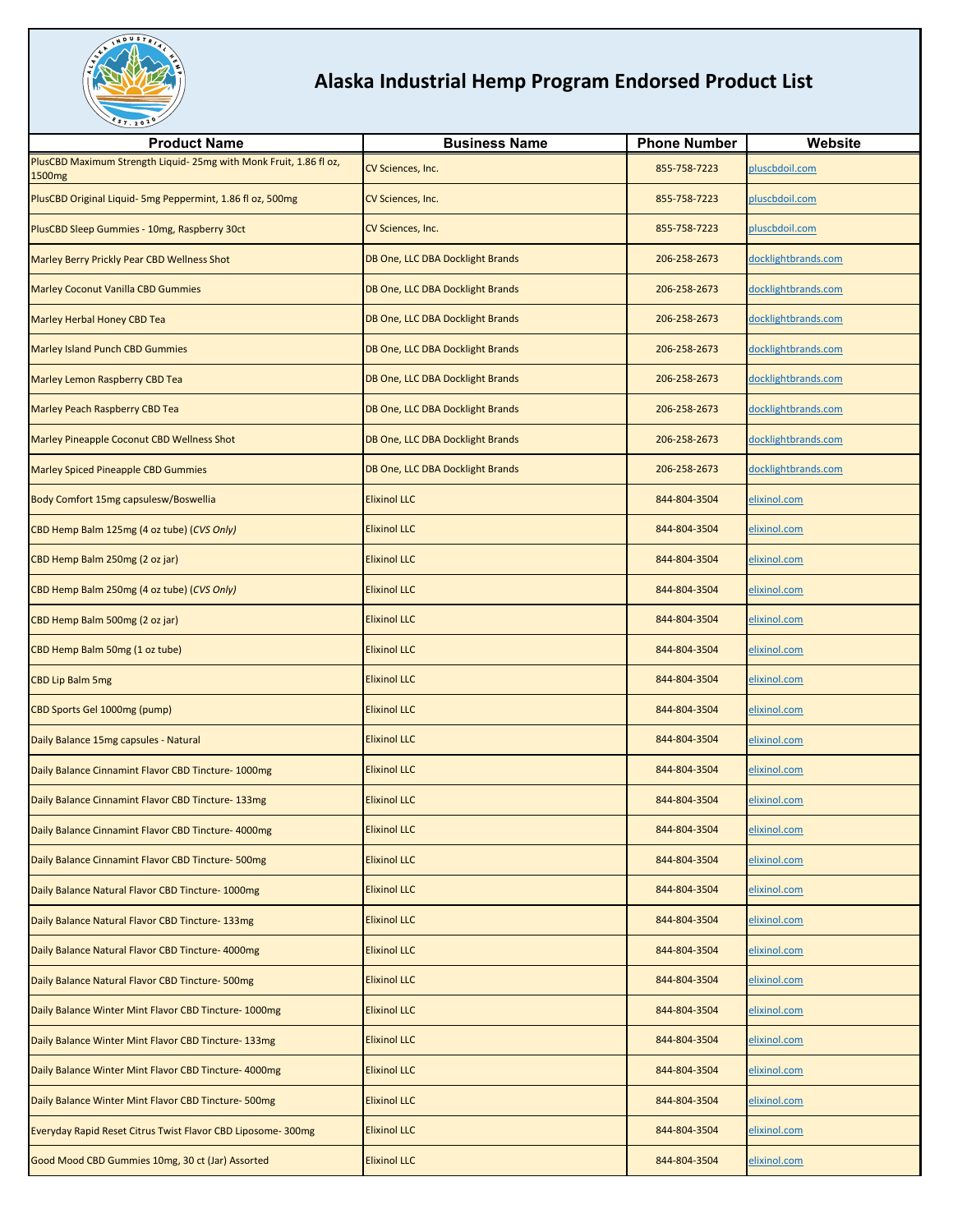# Alaska Industrial Hemp Program Endorsed Product List

| Product Name | Business Name | Phone Number | Website |
|---|---|---|---|
| PlusCBD Maximum Strength Liquid- 25mg with Monk Fruit, 1.86 fl oz, 1500mg | CV Sciences, Inc. | 855-758-7223 | pluscbdoil.com |
| PlusCBD Original Liquid- 5mg Peppermint, 1.86 fl oz, 500mg | CV Sciences, Inc. | 855-758-7223 | pluscbdoil.com |
| PlusCBD Sleep Gummies - 10mg, Raspberry 30ct | CV Sciences, Inc. | 855-758-7223 | pluscbdoil.com |
| Marley Berry Prickly Pear CBD Wellness Shot | DB One, LLC DBA Docklight Brands | 206-258-2673 | docklightbrands.com |
| Marley Coconut Vanilla CBD Gummies | DB One, LLC DBA Docklight Brands | 206-258-2673 | docklightbrands.com |
| Marley Herbal Honey CBD Tea | DB One, LLC DBA Docklight Brands | 206-258-2673 | docklightbrands.com |
| Marley Island Punch CBD Gummies | DB One, LLC DBA Docklight Brands | 206-258-2673 | docklightbrands.com |
| Marley Lemon Raspberry CBD Tea | DB One, LLC DBA Docklight Brands | 206-258-2673 | docklightbrands.com |
| Marley Peach Raspberry CBD Tea | DB One, LLC DBA Docklight Brands | 206-258-2673 | docklightbrands.com |
| Marley Pineapple Coconut CBD Wellness Shot | DB One, LLC DBA Docklight Brands | 206-258-2673 | docklightbrands.com |
| Marley Spiced Pineapple CBD Gummies | DB One, LLC DBA Docklight Brands | 206-258-2673 | docklightbrands.com |
| Body Comfort 15mg capsulesw/Boswellia | Elixinol LLC | 844-804-3504 | elixinol.com |
| CBD Hemp Balm 125mg (4 oz tube) (*CVS Only*) | Elixinol LLC | 844-804-3504 | elixinol.com |
| CBD Hemp Balm 250mg (2 oz jar) | Elixinol LLC | 844-804-3504 | elixinol.com |
| CBD Hemp Balm 250mg (4 oz tube) (*CVS Only*) | Elixinol LLC | 844-804-3504 | elixinol.com |
| CBD Hemp Balm 500mg (2 oz jar) | Elixinol LLC | 844-804-3504 | elixinol.com |
| CBD Hemp Balm 50mg (1 oz tube) | Elixinol LLC | 844-804-3504 | elixinol.com |
| CBD Lip Balm 5mg | Elixinol LLC | 844-804-3504 | elixinol.com |
| CBD Sports Gel 1000mg (pump) | Elixinol LLC | 844-804-3504 | elixinol.com |
| Daily Balance 15mg capsules - Natural | Elixinol LLC | 844-804-3504 | elixinol.com |
| Daily Balance Cinnamint Flavor CBD Tincture- 1000mg | Elixinol LLC | 844-804-3504 | elixinol.com |
| Daily Balance Cinnamint Flavor CBD Tincture- 133mg | Elixinol LLC | 844-804-3504 | elixinol.com |
| Daily Balance Cinnamint Flavor CBD Tincture- 4000mg | Elixinol LLC | 844-804-3504 | elixinol.com |
| Daily Balance Cinnamint Flavor CBD Tincture- 500mg | Elixinol LLC | 844-804-3504 | elixinol.com |
| Daily Balance Natural Flavor CBD Tincture- 1000mg | Elixinol LLC | 844-804-3504 | elixinol.com |
| Daily Balance Natural Flavor CBD Tincture- 133mg | Elixinol LLC | 844-804-3504 | elixinol.com |
| Daily Balance Natural Flavor CBD Tincture- 4000mg | Elixinol LLC | 844-804-3504 | elixinol.com |
| Daily Balance Natural Flavor CBD Tincture- 500mg | Elixinol LLC | 844-804-3504 | elixinol.com |
| Daily Balance Winter Mint Flavor CBD Tincture- 1000mg | Elixinol LLC | 844-804-3504 | elixinol.com |
| Daily Balance Winter Mint Flavor CBD Tincture- 133mg | Elixinol LLC | 844-804-3504 | elixinol.com |
| Daily Balance Winter Mint Flavor CBD Tincture- 4000mg | Elixinol LLC | 844-804-3504 | elixinol.com |
| Daily Balance Winter Mint Flavor CBD Tincture- 500mg | Elixinol LLC | 844-804-3504 | elixinol.com |
| Everyday Rapid Reset Citrus Twist Flavor CBD Liposome- 300mg | Elixinol LLC | 844-804-3504 | elixinol.com |
| Good Mood CBD Gummies 10mg, 30 ct (Jar) Assorted | Elixinol LLC | 844-804-3504 | elixinol.com |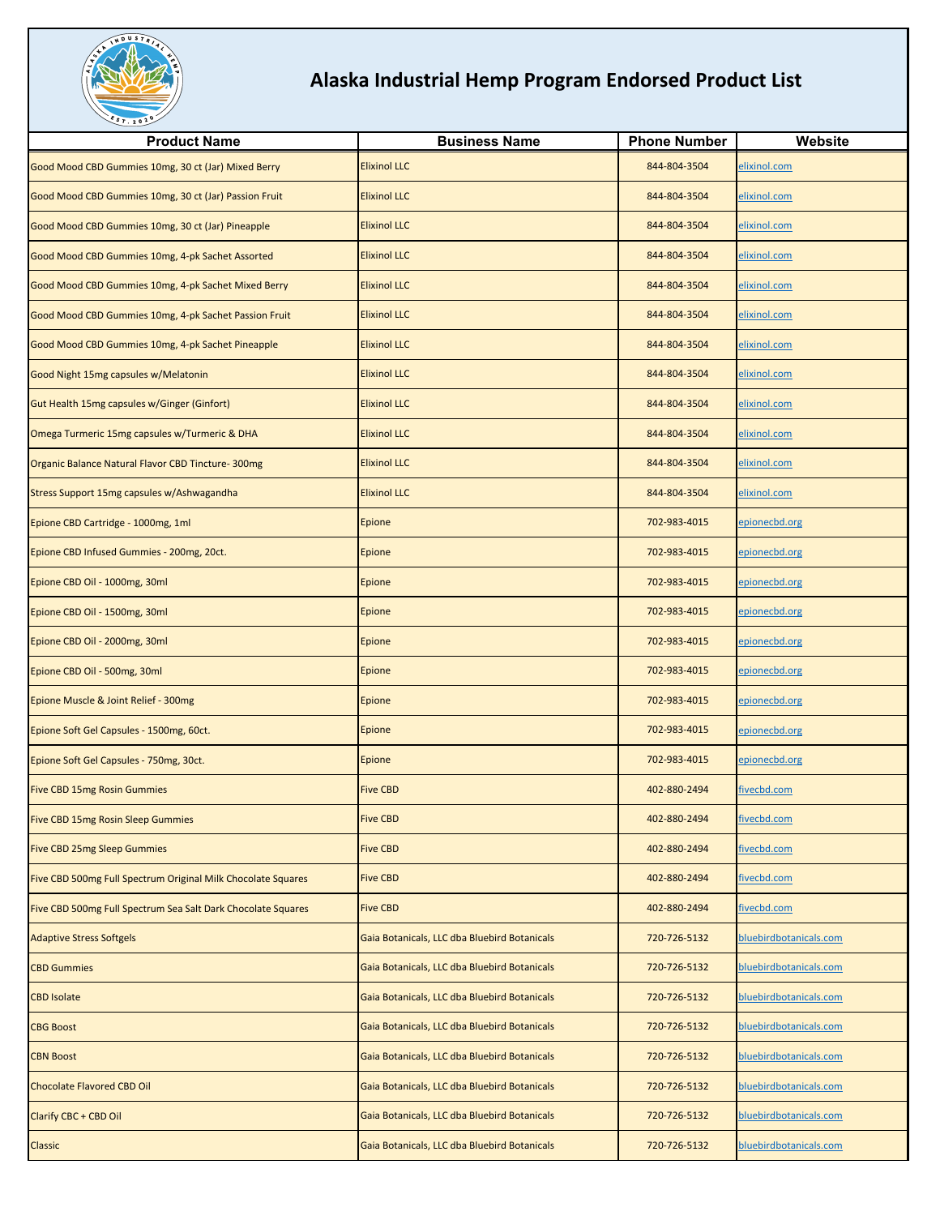# Alaska Industrial Hemp Program Endorsed Product List

| Product Name | Business Name | Phone Number | Website |
|---|---|---|---|
| Good Mood CBD Gummies 10mg, 30 ct (Jar) Mixed Berry | Elixinol LLC | 844-804-3504 | elixinol.com |
| Good Mood CBD Gummies 10mg, 30 ct (Jar) Passion Fruit | Elixinol LLC | 844-804-3504 | elixinol.com |
| Good Mood CBD Gummies 10mg, 30 ct (Jar) Pineapple | Elixinol LLC | 844-804-3504 | elixinol.com |
| Good Mood CBD Gummies 10mg, 4-pk Sachet Assorted | Elixinol LLC | 844-804-3504 | elixinol.com |
| Good Mood CBD Gummies 10mg, 4-pk Sachet Mixed Berry | Elixinol LLC | 844-804-3504 | elixinol.com |
| Good Mood CBD Gummies 10mg, 4-pk Sachet Passion Fruit | Elixinol LLC | 844-804-3504 | elixinol.com |
| Good Mood CBD Gummies 10mg, 4-pk Sachet Pineapple | Elixinol LLC | 844-804-3504 | elixinol.com |
| Good Night 15mg capsules w/Melatonin | Elixinol LLC | 844-804-3504 | elixinol.com |
| Gut Health 15mg capsules w/Ginger (Ginfort) | Elixinol LLC | 844-804-3504 | elixinol.com |
| Omega Turmeric 15mg capsules w/Turmeric & DHA | Elixinol LLC | 844-804-3504 | elixinol.com |
| Organic Balance Natural Flavor CBD Tincture- 300mg | Elixinol LLC | 844-804-3504 | elixinol.com |
| Stress Support 15mg capsules w/Ashwagandha | Elixinol LLC | 844-804-3504 | elixinol.com |
| Epione CBD Cartridge - 1000mg, 1ml | Epione | 702-983-4015 | epionecbd.org |
| Epione CBD Infused Gummies - 200mg, 20ct. | Epione | 702-983-4015 | epionecbd.org |
| Epione CBD Oil - 1000mg, 30ml | Epione | 702-983-4015 | epionecbd.org |
| Epione CBD Oil - 1500mg, 30ml | Epione | 702-983-4015 | epionecbd.org |
| Epione CBD Oil - 2000mg, 30ml | Epione | 702-983-4015 | epionecbd.org |
| Epione CBD Oil - 500mg, 30ml | Epione | 702-983-4015 | epionecbd.org |
| Epione Muscle & Joint Relief - 300mg | Epione | 702-983-4015 | epionecbd.org |
| Epione Soft Gel Capsules - 1500mg, 60ct. | Epione | 702-983-4015 | epionecbd.org |
| Epione Soft Gel Capsules - 750mg, 30ct. | Epione | 702-983-4015 | epionecbd.org |
| Five CBD 15mg Rosin Gummies | Five CBD | 402-880-2494 | fivecbd.com |
| Five CBD 15mg Rosin Sleep Gummies | Five CBD | 402-880-2494 | fivecbd.com |
| Five CBD 25mg Sleep Gummies | Five CBD | 402-880-2494 | fivecbd.com |
| Five CBD 500mg Full Spectrum Original Milk Chocolate Squares | Five CBD | 402-880-2494 | fivecbd.com |
| Five CBD 500mg Full Spectrum Sea Salt Dark Chocolate Squares | Five CBD | 402-880-2494 | fivecbd.com |
| Adaptive Stress Softgels | Gaia Botanicals, LLC dba Bluebird Botanicals | 720-726-5132 | bluebirdbotanicals.com |
| CBD Gummies | Gaia Botanicals, LLC dba Bluebird Botanicals | 720-726-5132 | bluebirdbotanicals.com |
| CBD Isolate | Gaia Botanicals, LLC dba Bluebird Botanicals | 720-726-5132 | bluebirdbotanicals.com |
| CBG Boost | Gaia Botanicals, LLC dba Bluebird Botanicals | 720-726-5132 | bluebirdbotanicals.com |
| CBN Boost | Gaia Botanicals, LLC dba Bluebird Botanicals | 720-726-5132 | bluebirdbotanicals.com |
| Chocolate Flavored CBD Oil | Gaia Botanicals, LLC dba Bluebird Botanicals | 720-726-5132 | bluebirdbotanicals.com |
| Clarify CBC + CBD Oil | Gaia Botanicals, LLC dba Bluebird Botanicals | 720-726-5132 | bluebirdbotanicals.com |
| Classic | Gaia Botanicals, LLC dba Bluebird Botanicals | 720-726-5132 | bluebirdbotanicals.com |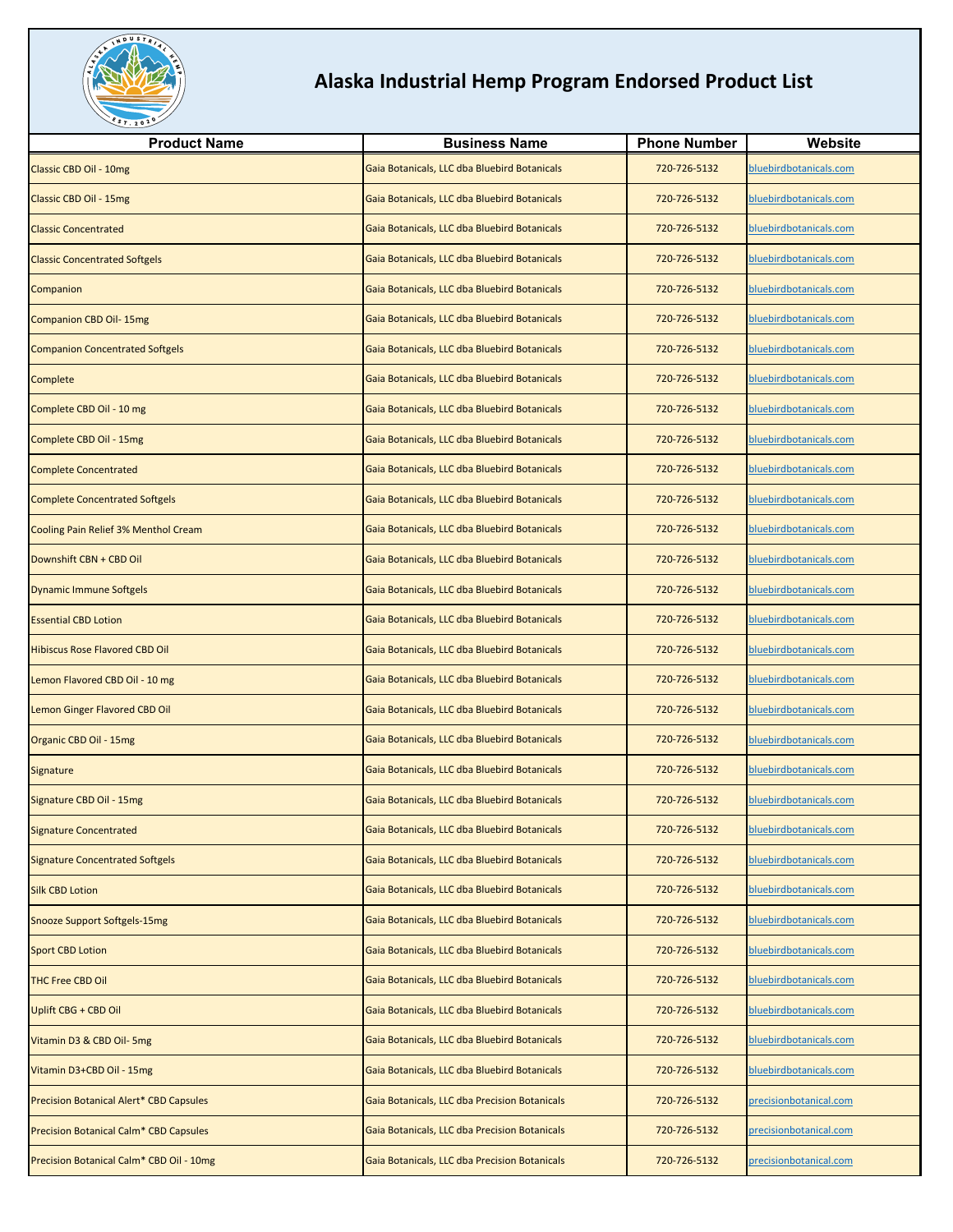# Alaska Industrial Hemp Program Endorsed Product List

| Product Name | Business Name | Phone Number | Website |
|---|---|---|---|
| Classic CBD Oil - 10mg | Gaia Botanicals, LLC dba Bluebird Botanicals | 720-726-5132 | bluebirdbotanicals.com |
| Classic CBD Oil - 15mg | Gaia Botanicals, LLC dba Bluebird Botanicals | 720-726-5132 | bluebirdbotanicals.com |
| Classic Concentrated | Gaia Botanicals, LLC dba Bluebird Botanicals | 720-726-5132 | bluebirdbotanicals.com |
| Classic Concentrated Softgels | Gaia Botanicals, LLC dba Bluebird Botanicals | 720-726-5132 | bluebirdbotanicals.com |
| Companion | Gaia Botanicals, LLC dba Bluebird Botanicals | 720-726-5132 | bluebirdbotanicals.com |
| Companion CBD Oil- 15mg | Gaia Botanicals, LLC dba Bluebird Botanicals | 720-726-5132 | bluebirdbotanicals.com |
| Companion Concentrated Softgels | Gaia Botanicals, LLC dba Bluebird Botanicals | 720-726-5132 | bluebirdbotanicals.com |
| Complete | Gaia Botanicals, LLC dba Bluebird Botanicals | 720-726-5132 | bluebirdbotanicals.com |
| Complete CBD Oil - 10 mg | Gaia Botanicals, LLC dba Bluebird Botanicals | 720-726-5132 | bluebirdbotanicals.com |
| Complete CBD Oil - 15mg | Gaia Botanicals, LLC dba Bluebird Botanicals | 720-726-5132 | bluebirdbotanicals.com |
| Complete Concentrated | Gaia Botanicals, LLC dba Bluebird Botanicals | 720-726-5132 | bluebirdbotanicals.com |
| Complete Concentrated Softgels | Gaia Botanicals, LLC dba Bluebird Botanicals | 720-726-5132 | bluebirdbotanicals.com |
| Cooling Pain Relief 3% Menthol Cream | Gaia Botanicals, LLC dba Bluebird Botanicals | 720-726-5132 | bluebirdbotanicals.com |
| Downshift CBN + CBD Oil | Gaia Botanicals, LLC dba Bluebird Botanicals | 720-726-5132 | bluebirdbotanicals.com |
| Dynamic Immune Softgels | Gaia Botanicals, LLC dba Bluebird Botanicals | 720-726-5132 | bluebirdbotanicals.com |
| Essential CBD Lotion | Gaia Botanicals, LLC dba Bluebird Botanicals | 720-726-5132 | bluebirdbotanicals.com |
| Hibiscus Rose Flavored CBD Oil | Gaia Botanicals, LLC dba Bluebird Botanicals | 720-726-5132 | bluebirdbotanicals.com |
| Lemon Flavored CBD Oil - 10 mg | Gaia Botanicals, LLC dba Bluebird Botanicals | 720-726-5132 | bluebirdbotanicals.com |
| Lemon Ginger Flavored CBD Oil | Gaia Botanicals, LLC dba Bluebird Botanicals | 720-726-5132 | bluebirdbotanicals.com |
| Organic CBD Oil - 15mg | Gaia Botanicals, LLC dba Bluebird Botanicals | 720-726-5132 | bluebirdbotanicals.com |
| Signature | Gaia Botanicals, LLC dba Bluebird Botanicals | 720-726-5132 | bluebirdbotanicals.com |
| Signature CBD Oil - 15mg | Gaia Botanicals, LLC dba Bluebird Botanicals | 720-726-5132 | bluebirdbotanicals.com |
| Signature Concentrated | Gaia Botanicals, LLC dba Bluebird Botanicals | 720-726-5132 | bluebirdbotanicals.com |
| Signature Concentrated Softgels | Gaia Botanicals, LLC dba Bluebird Botanicals | 720-726-5132 | bluebirdbotanicals.com |
| Silk CBD Lotion | Gaia Botanicals, LLC dba Bluebird Botanicals | 720-726-5132 | bluebirdbotanicals.com |
| Snooze Support Softgels-15mg | Gaia Botanicals, LLC dba Bluebird Botanicals | 720-726-5132 | bluebirdbotanicals.com |
| Sport CBD Lotion | Gaia Botanicals, LLC dba Bluebird Botanicals | 720-726-5132 | bluebirdbotanicals.com |
| THC Free CBD Oil | Gaia Botanicals, LLC dba Bluebird Botanicals | 720-726-5132 | bluebirdbotanicals.com |
| Uplift CBG + CBD Oil | Gaia Botanicals, LLC dba Bluebird Botanicals | 720-726-5132 | bluebirdbotanicals.com |
| Vitamin D3 & CBD Oil- 5mg | Gaia Botanicals, LLC dba Bluebird Botanicals | 720-726-5132 | bluebirdbotanicals.com |
| Vitamin D3+CBD Oil - 15mg | Gaia Botanicals, LLC dba Bluebird Botanicals | 720-726-5132 | bluebirdbotanicals.com |
| Precision Botanical Alert* CBD Capsules | Gaia Botanicals, LLC dba Precision Botanicals | 720-726-5132 | precisionbotanical.com |
| Precision Botanical Calm* CBD Capsules | Gaia Botanicals, LLC dba Precision Botanicals | 720-726-5132 | precisionbotanical.com |
| Precision Botanical Calm* CBD Oil - 10mg | Gaia Botanicals, LLC dba Precision Botanicals | 720-726-5132 | precisionbotanical.com |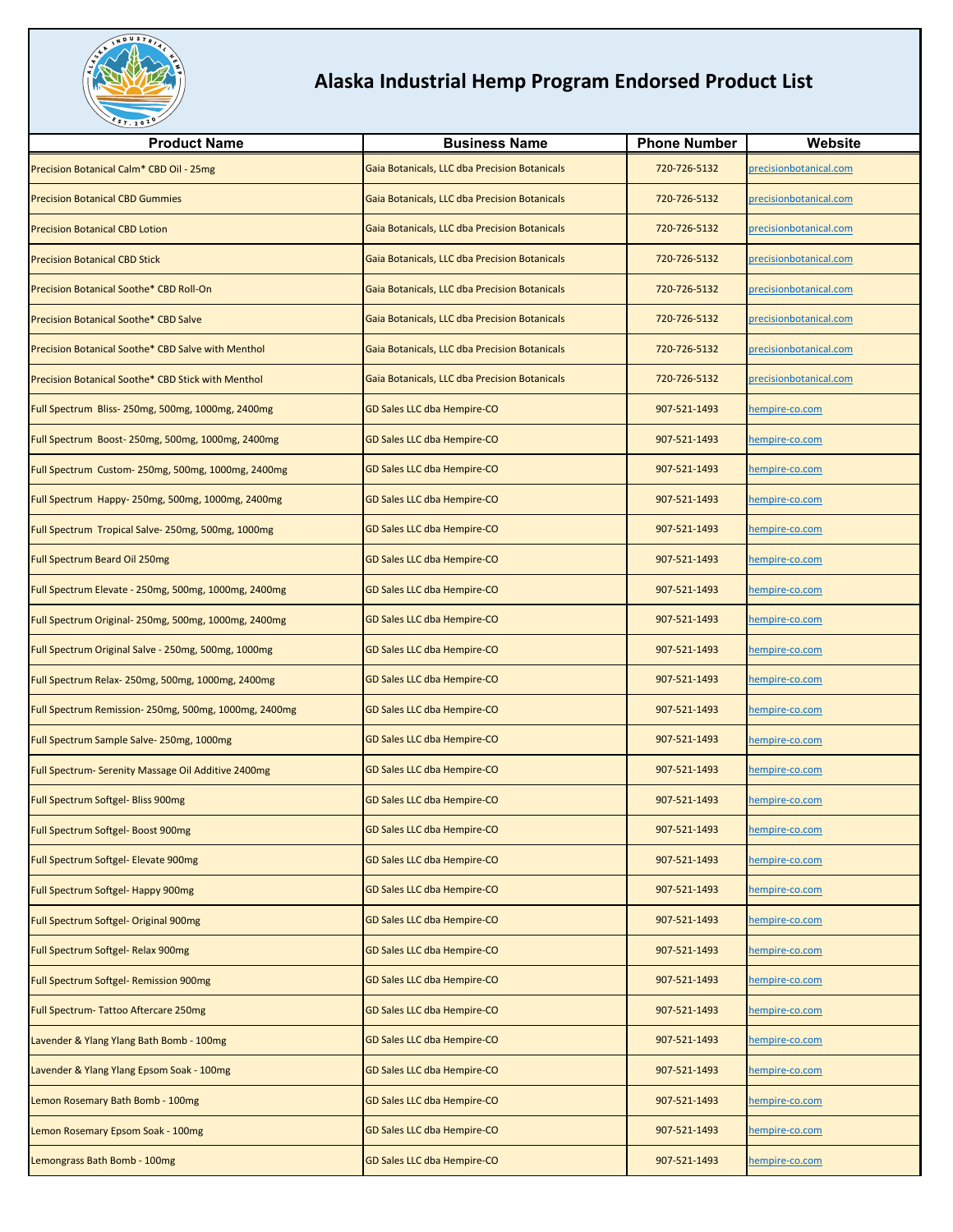# Alaska Industrial Hemp Program Endorsed Product List

| Product Name | Business Name | Phone Number | Website |
|---|---|---|---|
| Precision Botanical Calm* CBD Oil - 25mg | Gaia Botanicals, LLC dba Precision Botanicals | 720-726-5132 | precisionbotanical.com |
| Precision Botanical CBD Gummies | Gaia Botanicals, LLC dba Precision Botanicals | 720-726-5132 | precisionbotanical.com |
| Precision Botanical CBD Lotion | Gaia Botanicals, LLC dba Precision Botanicals | 720-726-5132 | precisionbotanical.com |
| Precision Botanical CBD Stick | Gaia Botanicals, LLC dba Precision Botanicals | 720-726-5132 | precisionbotanical.com |
| Precision Botanical Soothe* CBD Roll-On | Gaia Botanicals, LLC dba Precision Botanicals | 720-726-5132 | precisionbotanical.com |
| Precision Botanical Soothe* CBD Salve | Gaia Botanicals, LLC dba Precision Botanicals | 720-726-5132 | precisionbotanical.com |
| Precision Botanical Soothe* CBD Salve with Menthol | Gaia Botanicals, LLC dba Precision Botanicals | 720-726-5132 | precisionbotanical.com |
| Precision Botanical Soothe* CBD Stick with Menthol | Gaia Botanicals, LLC dba Precision Botanicals | 720-726-5132 | precisionbotanical.com |
| Full Spectrum Bliss- 250mg, 500mg, 1000mg, 2400mg | GD Sales LLC dba Hempire-CO | 907-521-1493 | hempire-co.com |
| Full Spectrum Boost- 250mg, 500mg, 1000mg, 2400mg | GD Sales LLC dba Hempire-CO | 907-521-1493 | hempire-co.com |
| Full Spectrum Custom- 250mg, 500mg, 1000mg, 2400mg | GD Sales LLC dba Hempire-CO | 907-521-1493 | hempire-co.com |
| Full Spectrum Happy- 250mg, 500mg, 1000mg, 2400mg | GD Sales LLC dba Hempire-CO | 907-521-1493 | hempire-co.com |
| Full Spectrum Tropical Salve- 250mg, 500mg, 1000mg | GD Sales LLC dba Hempire-CO | 907-521-1493 | hempire-co.com |
| Full Spectrum Beard Oil 250mg | GD Sales LLC dba Hempire-CO | 907-521-1493 | hempire-co.com |
| Full Spectrum Elevate - 250mg, 500mg, 1000mg, 2400mg | GD Sales LLC dba Hempire-CO | 907-521-1493 | hempire-co.com |
| Full Spectrum Original- 250mg, 500mg, 1000mg, 2400mg | GD Sales LLC dba Hempire-CO | 907-521-1493 | hempire-co.com |
| Full Spectrum Original Salve - 250mg, 500mg, 1000mg | GD Sales LLC dba Hempire-CO | 907-521-1493 | hempire-co.com |
| Full Spectrum Relax- 250mg, 500mg, 1000mg, 2400mg | GD Sales LLC dba Hempire-CO | 907-521-1493 | hempire-co.com |
| Full Spectrum Remission- 250mg, 500mg, 1000mg, 2400mg | GD Sales LLC dba Hempire-CO | 907-521-1493 | hempire-co.com |
| Full Spectrum Sample Salve- 250mg, 1000mg | GD Sales LLC dba Hempire-CO | 907-521-1493 | hempire-co.com |
| Full Spectrum- Serenity Massage Oil Additive 2400mg | GD Sales LLC dba Hempire-CO | 907-521-1493 | hempire-co.com |
| Full Spectrum Softgel- Bliss 900mg | GD Sales LLC dba Hempire-CO | 907-521-1493 | hempire-co.com |
| Full Spectrum Softgel- Boost 900mg | GD Sales LLC dba Hempire-CO | 907-521-1493 | hempire-co.com |
| Full Spectrum Softgel- Elevate 900mg | GD Sales LLC dba Hempire-CO | 907-521-1493 | hempire-co.com |
| Full Spectrum Softgel- Happy 900mg | GD Sales LLC dba Hempire-CO | 907-521-1493 | hempire-co.com |
| Full Spectrum Softgel- Original 900mg | GD Sales LLC dba Hempire-CO | 907-521-1493 | hempire-co.com |
| Full Spectrum Softgel- Relax 900mg | GD Sales LLC dba Hempire-CO | 907-521-1493 | hempire-co.com |
| Full Spectrum Softgel- Remission 900mg | GD Sales LLC dba Hempire-CO | 907-521-1493 | hempire-co.com |
| Full Spectrum- Tattoo Aftercare 250mg | GD Sales LLC dba Hempire-CO | 907-521-1493 | hempire-co.com |
| Lavender & Ylang Ylang Bath Bomb - 100mg | GD Sales LLC dba Hempire-CO | 907-521-1493 | hempire-co.com |
| Lavender & Ylang Ylang Epsom Soak - 100mg | GD Sales LLC dba Hempire-CO | 907-521-1493 | hempire-co.com |
| Lemon Rosemary Bath Bomb - 100mg | GD Sales LLC dba Hempire-CO | 907-521-1493 | hempire-co.com |
| Lemon Rosemary Epsom Soak - 100mg | GD Sales LLC dba Hempire-CO | 907-521-1493 | hempire-co.com |
| Lemongrass Bath Bomb - 100mg | GD Sales LLC dba Hempire-CO | 907-521-1493 | hempire-co.com |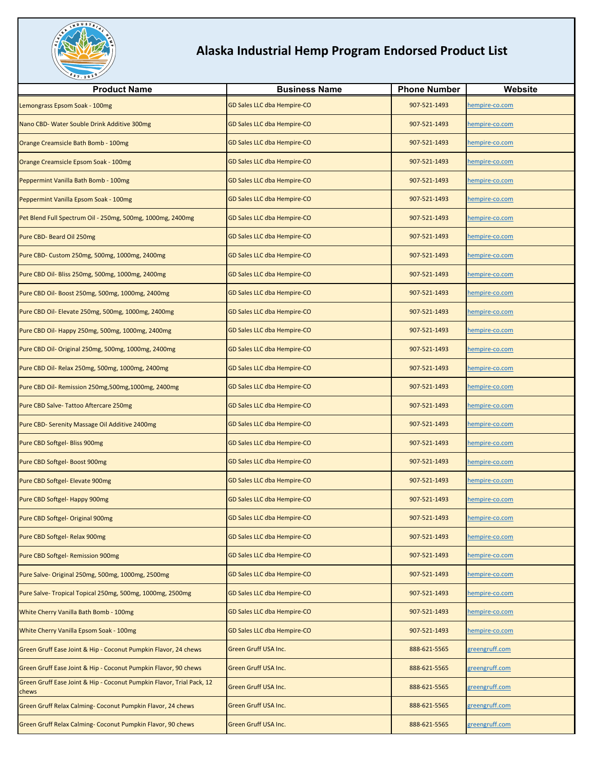# Alaska Industrial Hemp Program Endorsed Product List

| Product Name | Business Name | Phone Number | Website |
|---|---|---|---|
| Lemongrass Epsom Soak - 100mg | GD Sales LLC dba Hempire-CO | 907-521-1493 | hempire-co.com |
| Nano CBD- Water Souble Drink Additive 300mg | GD Sales LLC dba Hempire-CO | 907-521-1493 | hempire-co.com |
| Orange Creamsicle Bath Bomb - 100mg | GD Sales LLC dba Hempire-CO | 907-521-1493 | hempire-co.com |
| Orange Creamsicle Epsom Soak - 100mg | GD Sales LLC dba Hempire-CO | 907-521-1493 | hempire-co.com |
| Peppermint Vanilla Bath Bomb - 100mg | GD Sales LLC dba Hempire-CO | 907-521-1493 | hempire-co.com |
| Peppermint Vanilla Epsom Soak - 100mg | GD Sales LLC dba Hempire-CO | 907-521-1493 | hempire-co.com |
| Pet Blend Full Spectrum Oil - 250mg, 500mg, 1000mg, 2400mg | GD Sales LLC dba Hempire-CO | 907-521-1493 | hempire-co.com |
| Pure CBD- Beard Oil 250mg | GD Sales LLC dba Hempire-CO | 907-521-1493 | hempire-co.com |
| Pure CBD- Custom 250mg, 500mg, 1000mg, 2400mg | GD Sales LLC dba Hempire-CO | 907-521-1493 | hempire-co.com |
| Pure CBD Oil- Bliss 250mg, 500mg, 1000mg, 2400mg | GD Sales LLC dba Hempire-CO | 907-521-1493 | hempire-co.com |
| Pure CBD Oil- Boost 250mg, 500mg, 1000mg, 2400mg | GD Sales LLC dba Hempire-CO | 907-521-1493 | hempire-co.com |
| Pure CBD Oil- Elevate 250mg, 500mg, 1000mg, 2400mg | GD Sales LLC dba Hempire-CO | 907-521-1493 | hempire-co.com |
| Pure CBD Oil- Happy 250mg, 500mg, 1000mg, 2400mg | GD Sales LLC dba Hempire-CO | 907-521-1493 | hempire-co.com |
| Pure CBD Oil- Original 250mg, 500mg, 1000mg, 2400mg | GD Sales LLC dba Hempire-CO | 907-521-1493 | hempire-co.com |
| Pure CBD Oil- Relax 250mg, 500mg, 1000mg, 2400mg | GD Sales LLC dba Hempire-CO | 907-521-1493 | hempire-co.com |
| Pure CBD Oil- Remission 250mg,500mg,1000mg, 2400mg | GD Sales LLC dba Hempire-CO | 907-521-1493 | hempire-co.com |
| Pure CBD Salve- Tattoo Aftercare 250mg | GD Sales LLC dba Hempire-CO | 907-521-1493 | hempire-co.com |
| Pure CBD- Serenity Massage Oil Additive 2400mg | GD Sales LLC dba Hempire-CO | 907-521-1493 | hempire-co.com |
| Pure CBD Softgel- Bliss 900mg | GD Sales LLC dba Hempire-CO | 907-521-1493 | hempire-co.com |
| Pure CBD Softgel- Boost 900mg | GD Sales LLC dba Hempire-CO | 907-521-1493 | hempire-co.com |
| Pure CBD Softgel- Elevate 900mg | GD Sales LLC dba Hempire-CO | 907-521-1493 | hempire-co.com |
| Pure CBD Softgel- Happy 900mg | GD Sales LLC dba Hempire-CO | 907-521-1493 | hempire-co.com |
| Pure CBD Softgel- Original 900mg | GD Sales LLC dba Hempire-CO | 907-521-1493 | hempire-co.com |
| Pure CBD Softgel- Relax 900mg | GD Sales LLC dba Hempire-CO | 907-521-1493 | hempire-co.com |
| Pure CBD Softgel- Remission 900mg | GD Sales LLC dba Hempire-CO | 907-521-1493 | hempire-co.com |
| Pure Salve- Original 250mg, 500mg, 1000mg, 2500mg | GD Sales LLC dba Hempire-CO | 907-521-1493 | hempire-co.com |
| Pure Salve- Tropical Topical 250mg, 500mg, 1000mg, 2500mg | GD Sales LLC dba Hempire-CO | 907-521-1493 | hempire-co.com |
| White Cherry Vanilla Bath Bomb - 100mg | GD Sales LLC dba Hempire-CO | 907-521-1493 | hempire-co.com |
| White Cherry Vanilla Epsom Soak - 100mg | GD Sales LLC dba Hempire-CO | 907-521-1493 | hempire-co.com |
| Green Gruff Ease Joint & Hip - Coconut Pumpkin Flavor, 24 chews | Green Gruff USA Inc. | 888-621-5565 | greengruff.com |
| Green Gruff Ease Joint & Hip - Coconut Pumpkin Flavor, 90 chews | Green Gruff USA Inc. | 888-621-5565 | greengruff.com |
| Green Gruff Ease Joint & Hip - Coconut Pumpkin Flavor, Trial Pack, 12 chews | Green Gruff USA Inc. | 888-621-5565 | greengruff.com |
| Green Gruff Relax Calming- Coconut Pumpkin Flavor, 24 chews | Green Gruff USA Inc. | 888-621-5565 | greengruff.com |
| Green Gruff Relax Calming- Coconut Pumpkin Flavor, 90 chews | Green Gruff USA Inc. | 888-621-5565 | greengruff.com |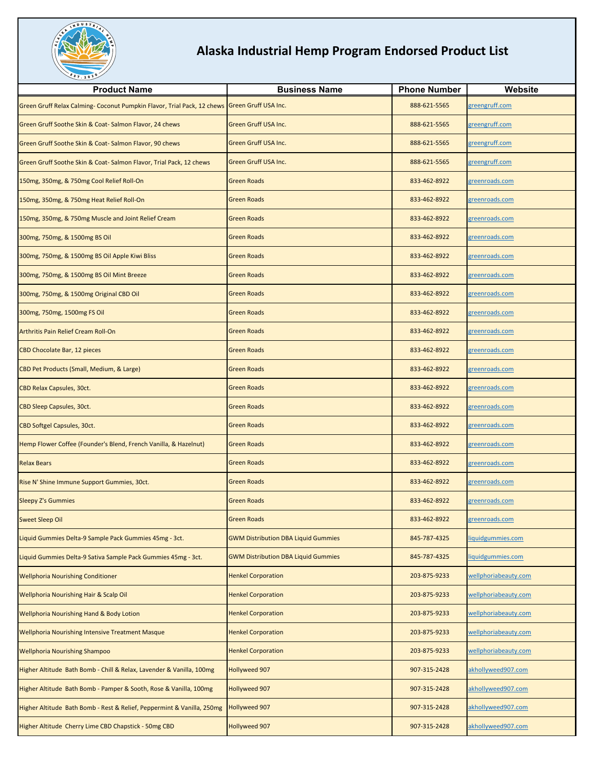# Alaska Industrial Hemp Program Endorsed Product List

| Product Name | Business Name | Phone Number | Website |
|---|---|---|---|
| Green Gruff Relax Calming- Coconut Pumpkin Flavor, Trial Pack, 12 chews | Green Gruff USA Inc. | 888-621-5565 | greengruff.com |
| Green Gruff Soothe Skin & Coat- Salmon Flavor, 24 chews | Green Gruff USA Inc. | 888-621-5565 | greengruff.com |
| Green Gruff Soothe Skin & Coat- Salmon Flavor, 90 chews | Green Gruff USA Inc. | 888-621-5565 | greengruff.com |
| Green Gruff Soothe Skin & Coat- Salmon Flavor, Trial Pack, 12 chews | Green Gruff USA Inc. | 888-621-5565 | greengruff.com |
| 150mg, 350mg, & 750mg Cool Relief Roll-On | Green Roads | 833-462-8922 | greenroads.com |
| 150mg, 350mg, & 750mg Heat Relief Roll-On | Green Roads | 833-462-8922 | greenroads.com |
| 150mg, 350mg, & 750mg Muscle and Joint Relief Cream | Green Roads | 833-462-8922 | greenroads.com |
| 300mg, 750mg, & 1500mg BS Oil | Green Roads | 833-462-8922 | greenroads.com |
| 300mg, 750mg, & 1500mg BS Oil Apple Kiwi Bliss | Green Roads | 833-462-8922 | greenroads.com |
| 300mg, 750mg, & 1500mg BS Oil Mint Breeze | Green Roads | 833-462-8922 | greenroads.com |
| 300mg, 750mg, & 1500mg Original CBD Oil | Green Roads | 833-462-8922 | greenroads.com |
| 300mg, 750mg, 1500mg FS Oil | Green Roads | 833-462-8922 | greenroads.com |
| Arthritis Pain Relief Cream Roll-On | Green Roads | 833-462-8922 | greenroads.com |
| CBD Chocolate Bar, 12 pieces | Green Roads | 833-462-8922 | greenroads.com |
| CBD Pet Products (Small, Medium, & Large) | Green Roads | 833-462-8922 | greenroads.com |
| CBD Relax Capsules, 30ct. | Green Roads | 833-462-8922 | greenroads.com |
| CBD Sleep Capsules, 30ct. | Green Roads | 833-462-8922 | greenroads.com |
| CBD Softgel Capsules, 30ct. | Green Roads | 833-462-8922 | greenroads.com |
| Hemp Flower Coffee (Founder's Blend, French Vanilla, & Hazelnut) | Green Roads | 833-462-8922 | greenroads.com |
| Relax Bears | Green Roads | 833-462-8922 | greenroads.com |
| Rise N' Shine Immune Support Gummies, 30ct. | Green Roads | 833-462-8922 | greenroads.com |
| Sleepy Z's Gummies | Green Roads | 833-462-8922 | greenroads.com |
| Sweet Sleep Oil | Green Roads | 833-462-8922 | greenroads.com |
| Liquid Gummies Delta-9 Sample Pack Gummies 45mg - 3ct. | GWM Distribution DBA Liquid Gummies | 845-787-4325 | liquidgummies.com |
| Liquid Gummies Delta-9 Sativa Sample Pack Gummies 45mg - 3ct. | GWM Distribution DBA Liquid Gummies | 845-787-4325 | liquidgummies.com |
| Wellphoria Nourishing Conditioner | Henkel Corporation | 203-875-9233 | wellphoriabeauty.com |
| Wellphoria Nourishing Hair & Scalp Oil | Henkel Corporation | 203-875-9233 | wellphoriabeauty.com |
| Wellphoria Nourishing Hand & Body Lotion | Henkel Corporation | 203-875-9233 | wellphoriabeauty.com |
| Wellphoria Nourishing Intensive Treatment Masque | Henkel Corporation | 203-875-9233 | wellphoriabeauty.com |
| Wellphoria Nourishing Shampoo | Henkel Corporation | 203-875-9233 | wellphoriabeauty.com |
| Higher Altitude Bath Bomb - Chill & Relax, Lavender & Vanilla, 100mg | Hollyweed 907 | 907-315-2428 | akhollyweed907.com |
| Higher Altitude Bath Bomb - Pamper & Sooth, Rose & Vanilla, 100mg | Hollyweed 907 | 907-315-2428 | akhollyweed907.com |
| Higher Altitude Bath Bomb - Rest & Relief, Peppermint & Vanilla, 250mg | Hollyweed 907 | 907-315-2428 | akhollyweed907.com |
| Higher Altitude Cherry Lime CBD Chapstick - 50mg CBD | Hollyweed 907 | 907-315-2428 | akhollyweed907.com |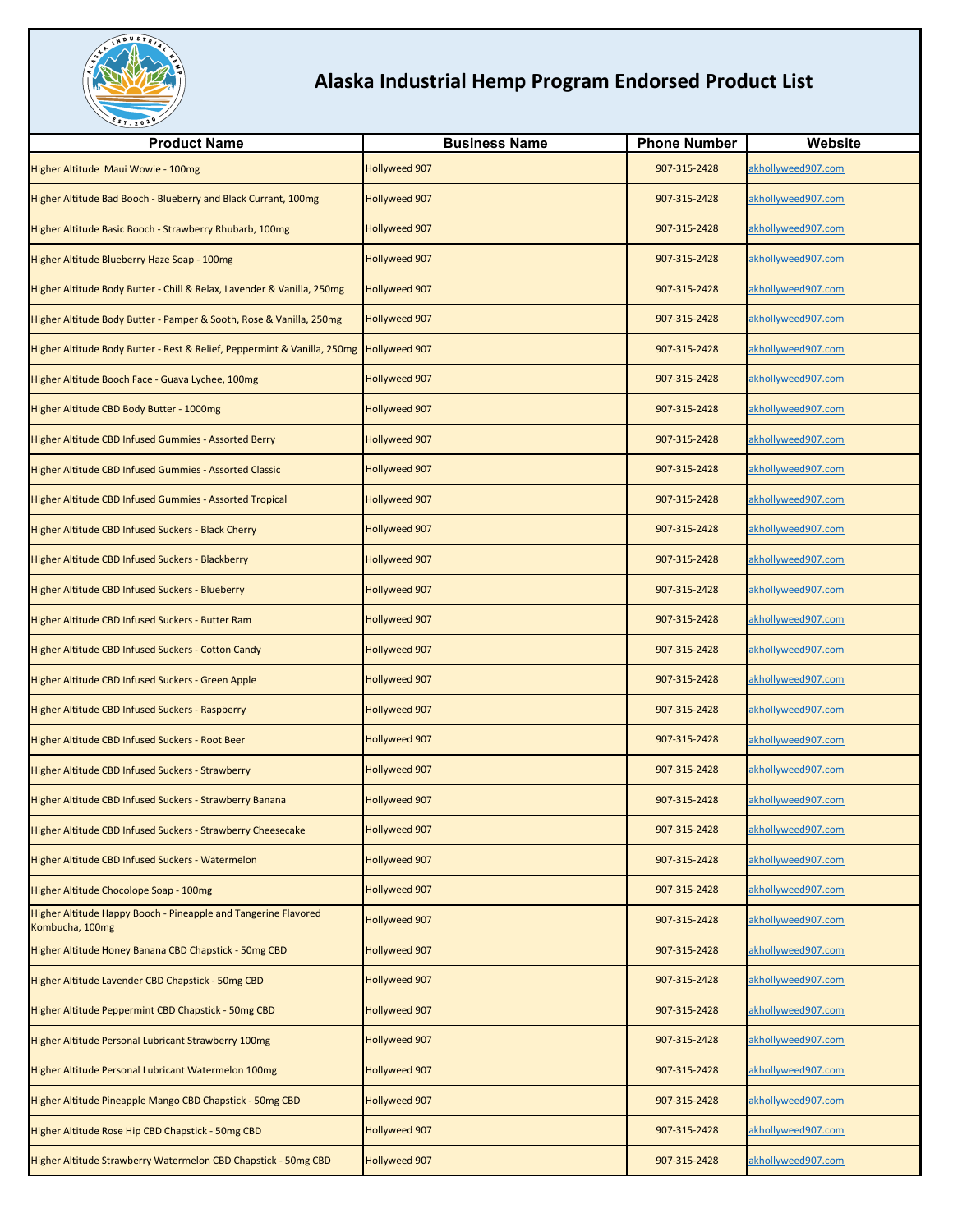# Alaska Industrial Hemp Program Endorsed Product List

| Product Name | Business Name | Phone Number | Website |
|---|---|---|---|
| Higher Altitude  Maui Wowie - 100mg | Hollyweed 907 | 907-315-2428 | akhollyweed907.com |
| Higher Altitude Bad Booch - Blueberry and Black Currant, 100mg | Hollyweed 907 | 907-315-2428 | akhollyweed907.com |
| Higher Altitude Basic Booch - Strawberry Rhubarb, 100mg | Hollyweed 907 | 907-315-2428 | akhollyweed907.com |
| Higher Altitude Blueberry Haze Soap - 100mg | Hollyweed 907 | 907-315-2428 | akhollyweed907.com |
| Higher Altitude Body Butter - Chill & Relax, Lavender & Vanilla, 250mg | Hollyweed 907 | 907-315-2428 | akhollyweed907.com |
| Higher Altitude Body Butter - Pamper & Sooth, Rose & Vanilla, 250mg | Hollyweed 907 | 907-315-2428 | akhollyweed907.com |
| Higher Altitude Body Butter - Rest & Relief, Peppermint & Vanilla, 250mg | Hollyweed 907 | 907-315-2428 | akhollyweed907.com |
| Higher Altitude Booch Face - Guava Lychee, 100mg | Hollyweed 907 | 907-315-2428 | akhollyweed907.com |
| Higher Altitude CBD Body Butter - 1000mg | Hollyweed 907 | 907-315-2428 | akhollyweed907.com |
| Higher Altitude CBD Infused Gummies - Assorted Berry | Hollyweed 907 | 907-315-2428 | akhollyweed907.com |
| Higher Altitude CBD Infused Gummies - Assorted Classic | Hollyweed 907 | 907-315-2428 | akhollyweed907.com |
| Higher Altitude CBD Infused Gummies - Assorted Tropical | Hollyweed 907 | 907-315-2428 | akhollyweed907.com |
| Higher Altitude CBD Infused Suckers - Black Cherry | Hollyweed 907 | 907-315-2428 | akhollyweed907.com |
| Higher Altitude CBD Infused Suckers - Blackberry | Hollyweed 907 | 907-315-2428 | akhollyweed907.com |
| Higher Altitude CBD Infused Suckers - Blueberry | Hollyweed 907 | 907-315-2428 | akhollyweed907.com |
| Higher Altitude CBD Infused Suckers - Butter Ram | Hollyweed 907 | 907-315-2428 | akhollyweed907.com |
| Higher Altitude CBD Infused Suckers - Cotton Candy | Hollyweed 907 | 907-315-2428 | akhollyweed907.com |
| Higher Altitude CBD Infused Suckers - Green Apple | Hollyweed 907 | 907-315-2428 | akhollyweed907.com |
| Higher Altitude CBD Infused Suckers - Raspberry | Hollyweed 907 | 907-315-2428 | akhollyweed907.com |
| Higher Altitude CBD Infused Suckers - Root Beer | Hollyweed 907 | 907-315-2428 | akhollyweed907.com |
| Higher Altitude CBD Infused Suckers - Strawberry | Hollyweed 907 | 907-315-2428 | akhollyweed907.com |
| Higher Altitude CBD Infused Suckers - Strawberry Banana | Hollyweed 907 | 907-315-2428 | akhollyweed907.com |
| Higher Altitude CBD Infused Suckers - Strawberry Cheesecake | Hollyweed 907 | 907-315-2428 | akhollyweed907.com |
| Higher Altitude CBD Infused Suckers - Watermelon | Hollyweed 907 | 907-315-2428 | akhollyweed907.com |
| Higher Altitude Chocolope Soap - 100mg | Hollyweed 907 | 907-315-2428 | akhollyweed907.com |
| Higher Altitude Happy Booch - Pineapple and Tangerine Flavored Kombucha, 100mg | Hollyweed 907 | 907-315-2428 | akhollyweed907.com |
| Higher Altitude Honey Banana CBD Chapstick - 50mg CBD | Hollyweed 907 | 907-315-2428 | akhollyweed907.com |
| Higher Altitude Lavender CBD Chapstick - 50mg CBD | Hollyweed 907 | 907-315-2428 | akhollyweed907.com |
| Higher Altitude Peppermint CBD Chapstick - 50mg CBD | Hollyweed 907 | 907-315-2428 | akhollyweed907.com |
| Higher Altitude Personal Lubricant Strawberry 100mg | Hollyweed 907 | 907-315-2428 | akhollyweed907.com |
| Higher Altitude Personal Lubricant Watermelon 100mg | Hollyweed 907 | 907-315-2428 | akhollyweed907.com |
| Higher Altitude Pineapple Mango CBD Chapstick - 50mg CBD | Hollyweed 907 | 907-315-2428 | akhollyweed907.com |
| Higher Altitude Rose Hip CBD Chapstick - 50mg CBD | Hollyweed 907 | 907-315-2428 | akhollyweed907.com |
| Higher Altitude Strawberry Watermelon CBD Chapstick - 50mg CBD | Hollyweed 907 | 907-315-2428 | akhollyweed907.com |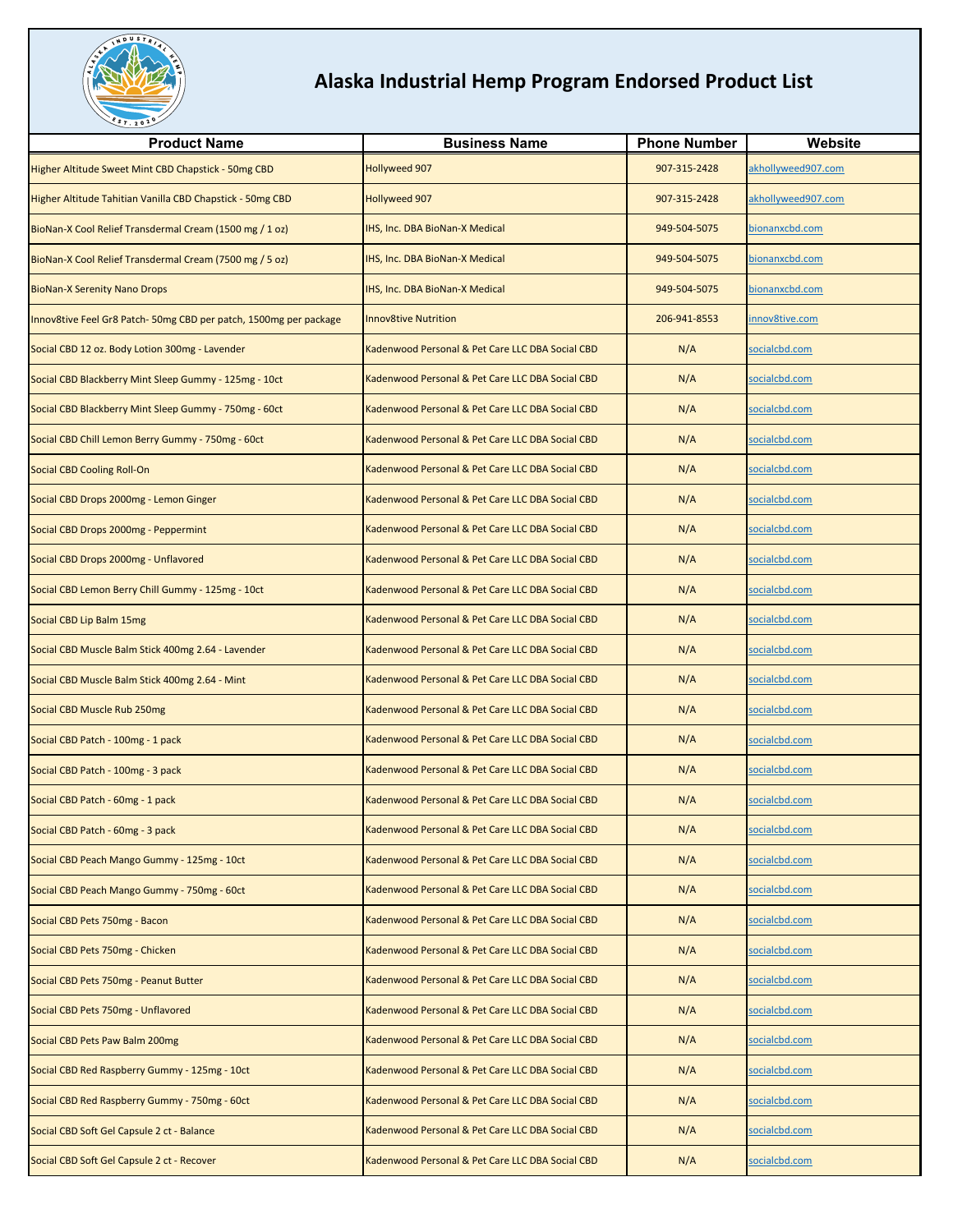# Alaska Industrial Hemp Program Endorsed Product List

| Product Name | Business Name | Phone Number | Website |
|---|---|---|---|
| Higher Altitude Sweet Mint CBD Chapstick - 50mg CBD | Hollyweed 907 | 907-315-2428 | akhollyweed907.com |
| Higher Altitude Tahitian Vanilla CBD Chapstick - 50mg CBD | Hollyweed 907 | 907-315-2428 | akhollyweed907.com |
| BioNan-X Cool Relief Transdermal Cream (1500 mg / 1 oz) | IHS, Inc. DBA BioNan-X Medical | 949-504-5075 | bionanxcbd.com |
| BioNan-X Cool Relief Transdermal Cream (7500 mg / 5 oz) | IHS, Inc. DBA BioNan-X Medical | 949-504-5075 | bionanxcbd.com |
| BioNan-X Serenity Nano Drops | IHS, Inc. DBA BioNan-X Medical | 949-504-5075 | bionanxcbd.com |
| Innov8tive Feel Gr8 Patch- 50mg CBD per patch, 1500mg per package | Innov8tive Nutrition | 206-941-8553 | innov8tive.com |
| Social CBD 12 oz. Body Lotion 300mg - Lavender | Kadenwood Personal & Pet Care LLC DBA Social CBD | N/A | socialcbd.com |
| Social CBD Blackberry Mint Sleep Gummy - 125mg - 10ct | Kadenwood Personal & Pet Care LLC DBA Social CBD | N/A | socialcbd.com |
| Social CBD Blackberry Mint Sleep Gummy - 750mg - 60ct | Kadenwood Personal & Pet Care LLC DBA Social CBD | N/A | socialcbd.com |
| Social CBD Chill Lemon Berry Gummy - 750mg - 60ct | Kadenwood Personal & Pet Care LLC DBA Social CBD | N/A | socialcbd.com |
| Social CBD Cooling Roll-On | Kadenwood Personal & Pet Care LLC DBA Social CBD | N/A | socialcbd.com |
| Social CBD Drops 2000mg - Lemon Ginger | Kadenwood Personal & Pet Care LLC DBA Social CBD | N/A | socialcbd.com |
| Social CBD Drops 2000mg - Peppermint | Kadenwood Personal & Pet Care LLC DBA Social CBD | N/A | socialcbd.com |
| Social CBD Drops 2000mg - Unflavored | Kadenwood Personal & Pet Care LLC DBA Social CBD | N/A | socialcbd.com |
| Social CBD Lemon Berry Chill Gummy - 125mg - 10ct | Kadenwood Personal & Pet Care LLC DBA Social CBD | N/A | socialcbd.com |
| Social CBD Lip Balm 15mg | Kadenwood Personal & Pet Care LLC DBA Social CBD | N/A | socialcbd.com |
| Social CBD Muscle Balm Stick 400mg 2.64 - Lavender | Kadenwood Personal & Pet Care LLC DBA Social CBD | N/A | socialcbd.com |
| Social CBD Muscle Balm Stick 400mg 2.64 - Mint | Kadenwood Personal & Pet Care LLC DBA Social CBD | N/A | socialcbd.com |
| Social CBD Muscle Rub 250mg | Kadenwood Personal & Pet Care LLC DBA Social CBD | N/A | socialcbd.com |
| Social CBD Patch - 100mg - 1 pack | Kadenwood Personal & Pet Care LLC DBA Social CBD | N/A | socialcbd.com |
| Social CBD Patch - 100mg - 3 pack | Kadenwood Personal & Pet Care LLC DBA Social CBD | N/A | socialcbd.com |
| Social CBD Patch - 60mg - 1 pack | Kadenwood Personal & Pet Care LLC DBA Social CBD | N/A | socialcbd.com |
| Social CBD Patch - 60mg - 3 pack | Kadenwood Personal & Pet Care LLC DBA Social CBD | N/A | socialcbd.com |
| Social CBD Peach Mango Gummy - 125mg - 10ct | Kadenwood Personal & Pet Care LLC DBA Social CBD | N/A | socialcbd.com |
| Social CBD Peach Mango Gummy - 750mg - 60ct | Kadenwood Personal & Pet Care LLC DBA Social CBD | N/A | socialcbd.com |
| Social CBD Pets 750mg - Bacon | Kadenwood Personal & Pet Care LLC DBA Social CBD | N/A | socialcbd.com |
| Social CBD Pets 750mg - Chicken | Kadenwood Personal & Pet Care LLC DBA Social CBD | N/A | socialcbd.com |
| Social CBD Pets 750mg - Peanut Butter | Kadenwood Personal & Pet Care LLC DBA Social CBD | N/A | socialcbd.com |
| Social CBD Pets 750mg - Unflavored | Kadenwood Personal & Pet Care LLC DBA Social CBD | N/A | socialcbd.com |
| Social CBD Pets Paw Balm 200mg | Kadenwood Personal & Pet Care LLC DBA Social CBD | N/A | socialcbd.com |
| Social CBD Red Raspberry Gummy - 125mg - 10ct | Kadenwood Personal & Pet Care LLC DBA Social CBD | N/A | socialcbd.com |
| Social CBD Red Raspberry Gummy - 750mg - 60ct | Kadenwood Personal & Pet Care LLC DBA Social CBD | N/A | socialcbd.com |
| Social CBD Soft Gel Capsule 2 ct - Balance | Kadenwood Personal & Pet Care LLC DBA Social CBD | N/A | socialcbd.com |
| Social CBD Soft Gel Capsule 2 ct - Recover | Kadenwood Personal & Pet Care LLC DBA Social CBD | N/A | socialcbd.com |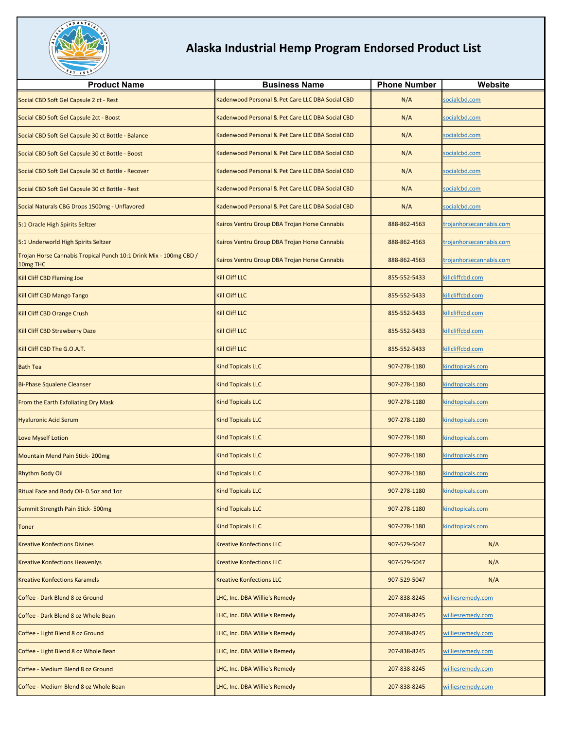# Alaska Industrial Hemp Program Endorsed Product List

| Product Name | Business Name | Phone Number | Website |
|---|---|---|---|
| Social CBD Soft Gel Capsule 2 ct - Rest | Kadenwood Personal & Pet Care LLC DBA Social CBD | N/A | socialcbd.com |
| Social CBD Soft Gel Capsule 2ct - Boost | Kadenwood Personal & Pet Care LLC DBA Social CBD | N/A | socialcbd.com |
| Social CBD Soft Gel Capsule 30 ct Bottle - Balance | Kadenwood Personal & Pet Care LLC DBA Social CBD | N/A | socialcbd.com |
| Social CBD Soft Gel Capsule 30 ct Bottle - Boost | Kadenwood Personal & Pet Care LLC DBA Social CBD | N/A | socialcbd.com |
| Social CBD Soft Gel Capsule 30 ct Bottle - Recover | Kadenwood Personal & Pet Care LLC DBA Social CBD | N/A | socialcbd.com |
| Social CBD Soft Gel Capsule 30 ct Bottle - Rest | Kadenwood Personal & Pet Care LLC DBA Social CBD | N/A | socialcbd.com |
| Social Naturals CBG Drops 1500mg - Unflavored | Kadenwood Personal & Pet Care LLC DBA Social CBD | N/A | socialcbd.com |
| 5:1 Oracle High Spirits Seltzer | Kairos Ventru Group DBA Trojan Horse Cannabis | 888-862-4563 | trojanhorsecannabis.com |
| 5:1 Underworld High Spirits Seltzer | Kairos Ventru Group DBA Trojan Horse Cannabis | 888-862-4563 | trojanhorsecannabis.com |
| Trojan Horse Cannabis Tropical Punch 10:1 Drink Mix - 100mg CBD / 10mg THC | Kairos Ventru Group DBA Trojan Horse Cannabis | 888-862-4563 | trojanhorsecannabis.com |
| Kill Cliff CBD Flaming Joe | Kill Cliff LLC | 855-552-5433 | killcliffcbd.com |
| Kill Cliff CBD Mango Tango | Kill Cliff LLC | 855-552-5433 | killcliffcbd.com |
| Kill Cliff CBD Orange Crush | Kill Cliff LLC | 855-552-5433 | killcliffcbd.com |
| Kill Cliff CBD Strawberry Daze | Kill Cliff LLC | 855-552-5433 | killcliffcbd.com |
| Kill Cliff CBD The G.O.A.T. | Kill Cliff LLC | 855-552-5433 | killcliffcbd.com |
| Bath Tea | Kind Topicals LLC | 907-278-1180 | kindtopicals.com |
| Bi-Phase Squalene Cleanser | Kind Topicals LLC | 907-278-1180 | kindtopicals.com |
| From the Earth Exfoliating Dry Mask | Kind Topicals LLC | 907-278-1180 | kindtopicals.com |
| Hyaluronic Acid Serum | Kind Topicals LLC | 907-278-1180 | kindtopicals.com |
| Love Myself Lotion | Kind Topicals LLC | 907-278-1180 | kindtopicals.com |
| Mountain Mend Pain Stick- 200mg | Kind Topicals LLC | 907-278-1180 | kindtopicals.com |
| Rhythm Body Oil | Kind Topicals LLC | 907-278-1180 | kindtopicals.com |
| Ritual Face and Body Oil- 0.5oz and 1oz | Kind Topicals LLC | 907-278-1180 | kindtopicals.com |
| Summit Strength Pain Stick- 500mg | Kind Topicals LLC | 907-278-1180 | kindtopicals.com |
| Toner | Kind Topicals LLC | 907-278-1180 | kindtopicals.com |
| Kreative Konfections Divines | Kreative Konfections LLC | 907-529-5047 | N/A |
| Kreative Konfections Heavenlys | Kreative Konfections LLC | 907-529-5047 | N/A |
| Kreative Konfections Karamels | Kreative Konfections LLC | 907-529-5047 | N/A |
| Coffee - Dark Blend 8 oz Ground | LHC, Inc. DBA Willie's Remedy | 207-838-8245 | williesremedy.com |
| Coffee - Dark Blend 8 oz Whole Bean | LHC, Inc. DBA Willie's Remedy | 207-838-8245 | williesremedy.com |
| Coffee - Light Blend 8 oz Ground | LHC, Inc. DBA Willie's Remedy | 207-838-8245 | williesremedy.com |
| Coffee - Light Blend 8 oz Whole Bean | LHC, Inc. DBA Willie's Remedy | 207-838-8245 | williesremedy.com |
| Coffee - Medium Blend 8 oz Ground | LHC, Inc. DBA Willie's Remedy | 207-838-8245 | williesremedy.com |
| Coffee - Medium Blend 8 oz Whole Bean | LHC, Inc. DBA Willie's Remedy | 207-838-8245 | williesremedy.com |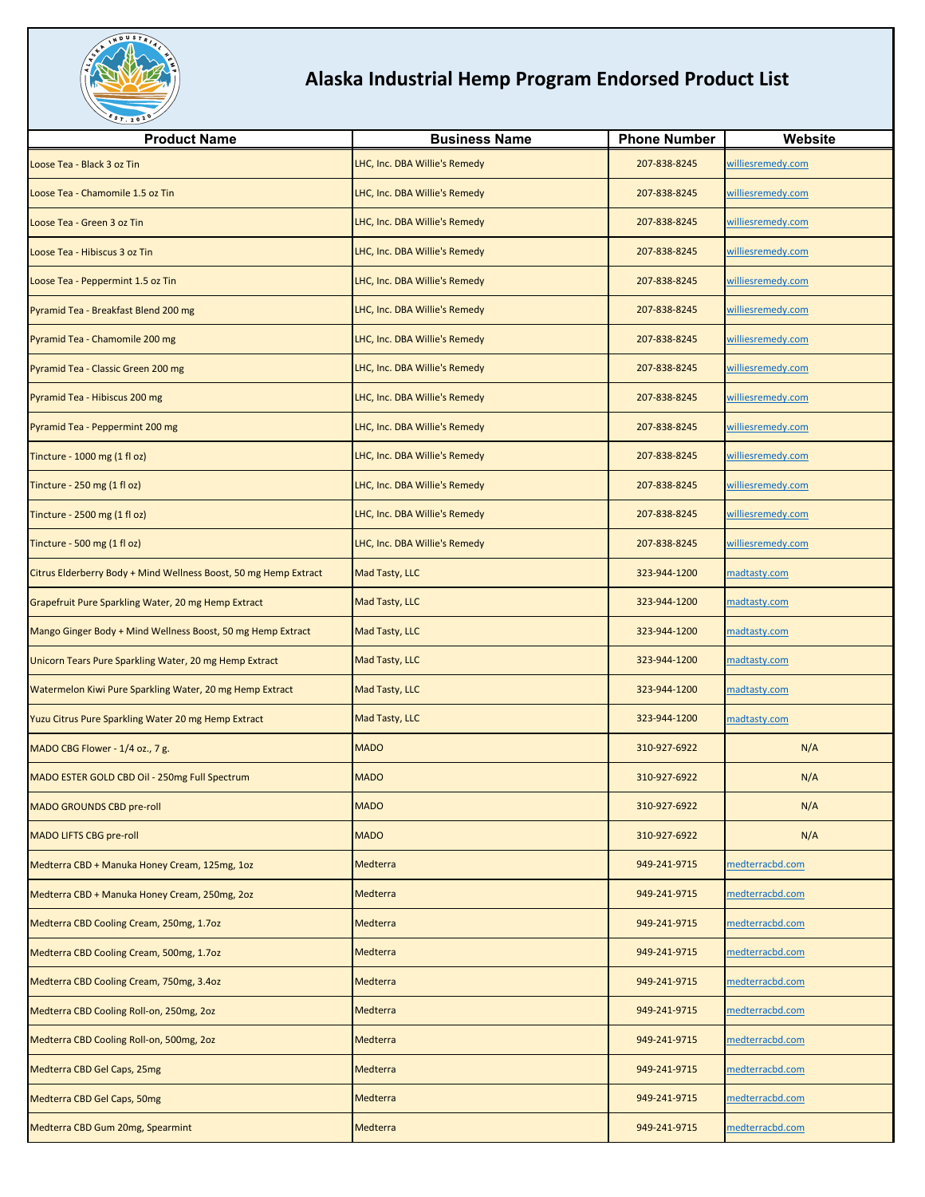# Alaska Industrial Hemp Program Endorsed Product List

| Product Name | Business Name | Phone Number | Website |
|---|---|---|---|
| Loose Tea - Black 3 oz Tin | LHC, Inc. DBA Willie's Remedy | 207-838-8245 | williesremedy.com |
| Loose Tea - Chamomile 1.5 oz Tin | LHC, Inc. DBA Willie's Remedy | 207-838-8245 | williesremedy.com |
| Loose Tea - Green 3 oz Tin | LHC, Inc. DBA Willie's Remedy | 207-838-8245 | williesremedy.com |
| Loose Tea - Hibiscus 3 oz Tin | LHC, Inc. DBA Willie's Remedy | 207-838-8245 | williesremedy.com |
| Loose Tea - Peppermint 1.5 oz Tin | LHC, Inc. DBA Willie's Remedy | 207-838-8245 | williesremedy.com |
| Pyramid Tea - Breakfast Blend 200 mg | LHC, Inc. DBA Willie's Remedy | 207-838-8245 | williesremedy.com |
| Pyramid Tea - Chamomile 200 mg | LHC, Inc. DBA Willie's Remedy | 207-838-8245 | williesremedy.com |
| Pyramid Tea - Classic Green 200 mg | LHC, Inc. DBA Willie's Remedy | 207-838-8245 | williesremedy.com |
| Pyramid Tea - Hibiscus 200 mg | LHC, Inc. DBA Willie's Remedy | 207-838-8245 | williesremedy.com |
| Pyramid Tea - Peppermint 200 mg | LHC, Inc. DBA Willie's Remedy | 207-838-8245 | williesremedy.com |
| Tincture - 1000 mg (1 fl oz) | LHC, Inc. DBA Willie's Remedy | 207-838-8245 | williesremedy.com |
| Tincture - 250 mg (1 fl oz) | LHC, Inc. DBA Willie's Remedy | 207-838-8245 | williesremedy.com |
| Tincture - 2500 mg (1 fl oz) | LHC, Inc. DBA Willie's Remedy | 207-838-8245 | williesremedy.com |
| Tincture - 500 mg (1 fl oz) | LHC, Inc. DBA Willie's Remedy | 207-838-8245 | williesremedy.com |
| Citrus Elderberry Body + Mind Wellness Boost, 50 mg Hemp Extract | Mad Tasty, LLC | 323-944-1200 | madtasty.com |
| Grapefruit Pure Sparkling Water, 20 mg Hemp Extract | Mad Tasty, LLC | 323-944-1200 | madtasty.com |
| Mango Ginger Body + Mind Wellness Boost, 50 mg Hemp Extract | Mad Tasty, LLC | 323-944-1200 | madtasty.com |
| Unicorn Tears Pure Sparkling Water, 20 mg Hemp Extract | Mad Tasty, LLC | 323-944-1200 | madtasty.com |
| Watermelon Kiwi Pure Sparkling Water, 20 mg Hemp Extract | Mad Tasty, LLC | 323-944-1200 | madtasty.com |
| Yuzu Citrus Pure Sparkling Water 20 mg Hemp Extract | Mad Tasty, LLC | 323-944-1200 | madtasty.com |
| MADO CBG Flower - 1/4 oz., 7 g. | MADO | 310-927-6922 | N/A |
| MADO ESTER GOLD CBD Oil - 250mg Full Spectrum | MADO | 310-927-6922 | N/A |
| MADO GROUNDS CBD pre-roll | MADO | 310-927-6922 | N/A |
| MADO LIFTS CBG pre-roll | MADO | 310-927-6922 | N/A |
| Medterra CBD + Manuka Honey Cream, 125mg, 1oz | Medterra | 949-241-9715 | medterracbd.com |
| Medterra CBD + Manuka Honey Cream, 250mg, 2oz | Medterra | 949-241-9715 | medterracbd.com |
| Medterra CBD Cooling Cream, 250mg, 1.7oz | Medterra | 949-241-9715 | medterracbd.com |
| Medterra CBD Cooling Cream, 500mg, 1.7oz | Medterra | 949-241-9715 | medterracbd.com |
| Medterra CBD Cooling Cream, 750mg, 3.4oz | Medterra | 949-241-9715 | medterracbd.com |
| Medterra CBD Cooling Roll-on, 250mg, 2oz | Medterra | 949-241-9715 | medterracbd.com |
| Medterra CBD Cooling Roll-on, 500mg, 2oz | Medterra | 949-241-9715 | medterracbd.com |
| Medterra CBD Gel Caps, 25mg | Medterra | 949-241-9715 | medterracbd.com |
| Medterra CBD Gel Caps, 50mg | Medterra | 949-241-9715 | medterracbd.com |
| Medterra CBD Gum 20mg, Spearmint | Medterra | 949-241-9715 | medterracbd.com |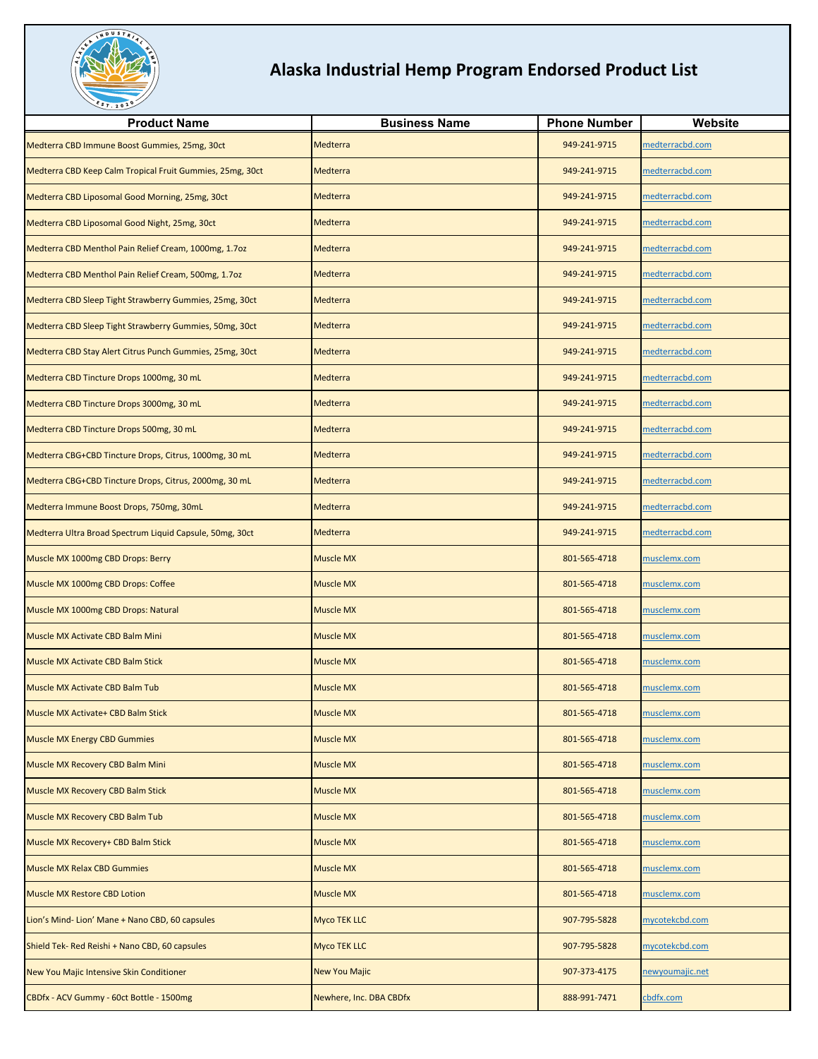# Alaska Industrial Hemp Program Endorsed Product List

| Product Name | Business Name | Phone Number | Website |
|---|---|---|---|
| Medterra CBD Immune Boost Gummies, 25mg, 30ct | Medterra | 949-241-9715 | medterracbd.com |
| Medterra CBD Keep Calm Tropical Fruit Gummies, 25mg, 30ct | Medterra | 949-241-9715 | medterracbd.com |
| Medterra CBD Liposomal Good Morning, 25mg, 30ct | Medterra | 949-241-9715 | medterracbd.com |
| Medterra CBD Liposomal Good Night, 25mg, 30ct | Medterra | 949-241-9715 | medterracbd.com |
| Medterra CBD Menthol Pain Relief Cream, 1000mg, 1.7oz | Medterra | 949-241-9715 | medterracbd.com |
| Medterra CBD Menthol Pain Relief Cream, 500mg, 1.7oz | Medterra | 949-241-9715 | medterracbd.com |
| Medterra CBD Sleep Tight Strawberry Gummies, 25mg, 30ct | Medterra | 949-241-9715 | medterracbd.com |
| Medterra CBD Sleep Tight Strawberry Gummies, 50mg, 30ct | Medterra | 949-241-9715 | medterracbd.com |
| Medterra CBD Stay Alert Citrus Punch Gummies, 25mg, 30ct | Medterra | 949-241-9715 | medterracbd.com |
| Medterra CBD Tincture Drops 1000mg, 30 mL | Medterra | 949-241-9715 | medterracbd.com |
| Medterra CBD Tincture Drops 3000mg, 30 mL | Medterra | 949-241-9715 | medterracbd.com |
| Medterra CBD Tincture Drops 500mg, 30 mL | Medterra | 949-241-9715 | medterracbd.com |
| Medterra CBG+CBD Tincture Drops, Citrus, 1000mg, 30 mL | Medterra | 949-241-9715 | medterracbd.com |
| Medterra CBG+CBD Tincture Drops, Citrus, 2000mg, 30 mL | Medterra | 949-241-9715 | medterracbd.com |
| Medterra Immune Boost Drops, 750mg, 30mL | Medterra | 949-241-9715 | medterracbd.com |
| Medterra Ultra Broad Spectrum Liquid Capsule, 50mg, 30ct | Medterra | 949-241-9715 | medterracbd.com |
| Muscle MX 1000mg CBD Drops: Berry | Muscle MX | 801-565-4718 | musclemx.com |
| Muscle MX 1000mg CBD Drops: Coffee | Muscle MX | 801-565-4718 | musclemx.com |
| Muscle MX 1000mg CBD Drops: Natural | Muscle MX | 801-565-4718 | musclemx.com |
| Muscle MX Activate CBD Balm Mini | Muscle MX | 801-565-4718 | musclemx.com |
| Muscle MX Activate CBD Balm Stick | Muscle MX | 801-565-4718 | musclemx.com |
| Muscle MX Activate CBD Balm Tub | Muscle MX | 801-565-4718 | musclemx.com |
| Muscle MX Activate+ CBD Balm Stick | Muscle MX | 801-565-4718 | musclemx.com |
| Muscle MX Energy CBD Gummies | Muscle MX | 801-565-4718 | musclemx.com |
| Muscle MX Recovery CBD Balm Mini | Muscle MX | 801-565-4718 | musclemx.com |
| Muscle MX Recovery CBD Balm Stick | Muscle MX | 801-565-4718 | musclemx.com |
| Muscle MX Recovery CBD Balm Tub | Muscle MX | 801-565-4718 | musclemx.com |
| Muscle MX Recovery+ CBD Balm Stick | Muscle MX | 801-565-4718 | musclemx.com |
| Muscle MX Relax CBD Gummies | Muscle MX | 801-565-4718 | musclemx.com |
| Muscle MX Restore CBD Lotion | Muscle MX | 801-565-4718 | musclemx.com |
| Lion's Mind- Lion' Mane + Nano CBD, 60 capsules | Myco TEK LLC | 907-795-5828 | mycotekcbd.com |
| Shield Tek- Red Reishi + Nano CBD, 60 capsules | Myco TEK LLC | 907-795-5828 | mycotekcbd.com |
| New You Majic Intensive Skin Conditioner | New You Majic | 907-373-4175 | newyoumajic.net |
| CBDfx - ACV Gummy - 60ct Bottle - 1500mg | Newhere, Inc. DBA CBDfx | 888-991-7471 | cbdfx.com |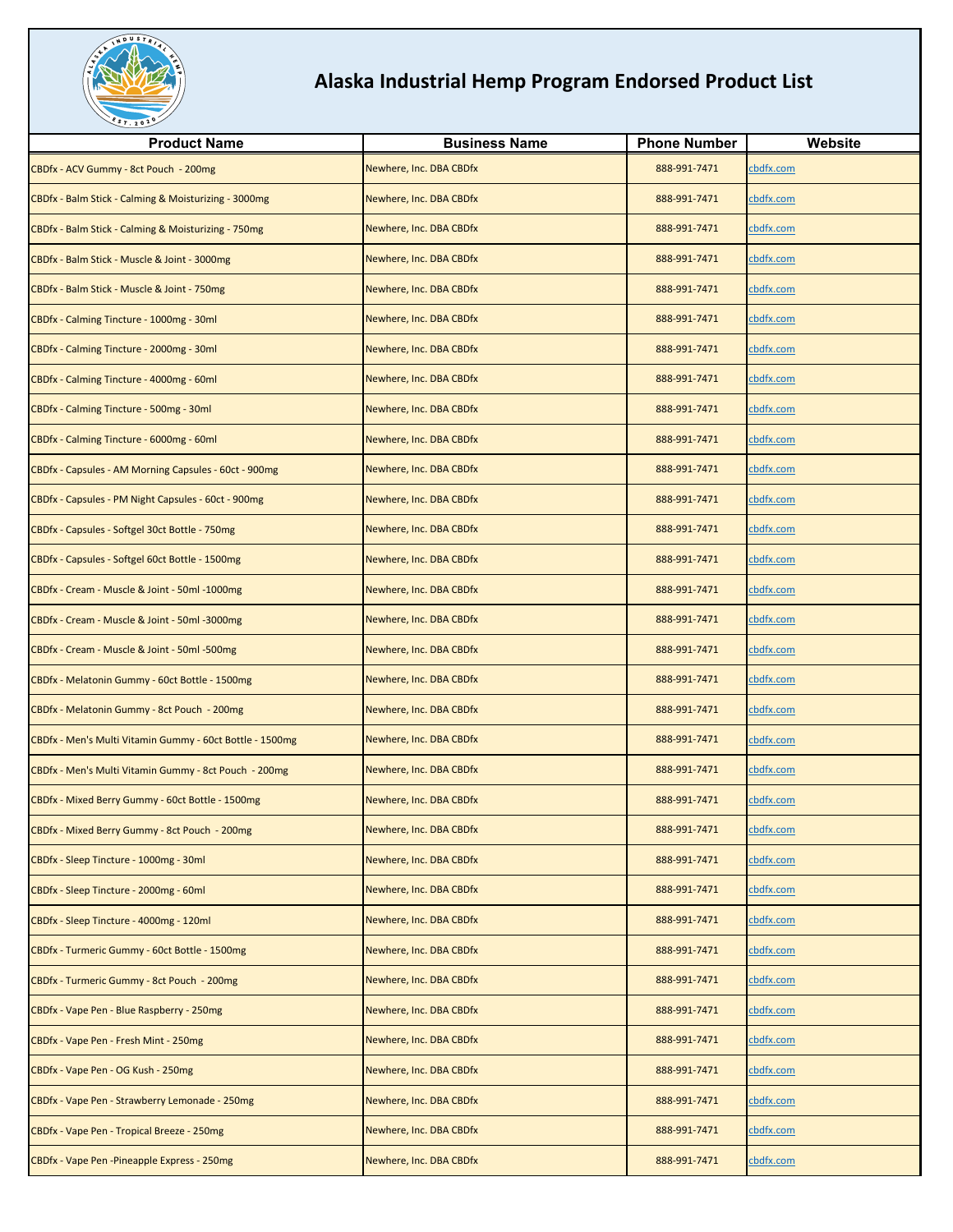# Alaska Industrial Hemp Program Endorsed Product List

| Product Name | Business Name | Phone Number | Website |
|---|---|---|---|
| CBDfx - ACV Gummy - 8ct Pouch - 200mg | Newhere, Inc. DBA CBDfx | 888-991-7471 | cbdfx.com |
| CBDfx - Balm Stick - Calming & Moisturizing - 3000mg | Newhere, Inc. DBA CBDfx | 888-991-7471 | cbdfx.com |
| CBDfx - Balm Stick - Calming & Moisturizing - 750mg | Newhere, Inc. DBA CBDfx | 888-991-7471 | cbdfx.com |
| CBDfx - Balm Stick - Muscle & Joint - 3000mg | Newhere, Inc. DBA CBDfx | 888-991-7471 | cbdfx.com |
| CBDfx - Balm Stick - Muscle & Joint - 750mg | Newhere, Inc. DBA CBDfx | 888-991-7471 | cbdfx.com |
| CBDfx - Calming Tincture - 1000mg - 30ml | Newhere, Inc. DBA CBDfx | 888-991-7471 | cbdfx.com |
| CBDfx - Calming Tincture - 2000mg - 30ml | Newhere, Inc. DBA CBDfx | 888-991-7471 | cbdfx.com |
| CBDfx - Calming Tincture - 4000mg - 60ml | Newhere, Inc. DBA CBDfx | 888-991-7471 | cbdfx.com |
| CBDfx - Calming Tincture - 500mg - 30ml | Newhere, Inc. DBA CBDfx | 888-991-7471 | cbdfx.com |
| CBDfx - Calming Tincture - 6000mg - 60ml | Newhere, Inc. DBA CBDfx | 888-991-7471 | cbdfx.com |
| CBDfx - Capsules - AM Morning Capsules - 60ct - 900mg | Newhere, Inc. DBA CBDfx | 888-991-7471 | cbdfx.com |
| CBDfx - Capsules - PM Night Capsules - 60ct - 900mg | Newhere, Inc. DBA CBDfx | 888-991-7471 | cbdfx.com |
| CBDfx - Capsules - Softgel 30ct Bottle - 750mg | Newhere, Inc. DBA CBDfx | 888-991-7471 | cbdfx.com |
| CBDfx - Capsules - Softgel 60ct Bottle - 1500mg | Newhere, Inc. DBA CBDfx | 888-991-7471 | cbdfx.com |
| CBDfx - Cream - Muscle & Joint - 50ml -1000mg | Newhere, Inc. DBA CBDfx | 888-991-7471 | cbdfx.com |
| CBDfx - Cream - Muscle & Joint - 50ml -3000mg | Newhere, Inc. DBA CBDfx | 888-991-7471 | cbdfx.com |
| CBDfx - Cream - Muscle & Joint - 50ml -500mg | Newhere, Inc. DBA CBDfx | 888-991-7471 | cbdfx.com |
| CBDfx - Melatonin Gummy - 60ct Bottle - 1500mg | Newhere, Inc. DBA CBDfx | 888-991-7471 | cbdfx.com |
| CBDfx - Melatonin Gummy - 8ct Pouch - 200mg | Newhere, Inc. DBA CBDfx | 888-991-7471 | cbdfx.com |
| CBDfx - Men's Multi Vitamin Gummy - 60ct Bottle - 1500mg | Newhere, Inc. DBA CBDfx | 888-991-7471 | cbdfx.com |
| CBDfx - Men's Multi Vitamin Gummy - 8ct Pouch - 200mg | Newhere, Inc. DBA CBDfx | 888-991-7471 | cbdfx.com |
| CBDfx - Mixed Berry Gummy - 60ct Bottle - 1500mg | Newhere, Inc. DBA CBDfx | 888-991-7471 | cbdfx.com |
| CBDfx - Mixed Berry Gummy - 8ct Pouch - 200mg | Newhere, Inc. DBA CBDfx | 888-991-7471 | cbdfx.com |
| CBDfx - Sleep Tincture - 1000mg - 30ml | Newhere, Inc. DBA CBDfx | 888-991-7471 | cbdfx.com |
| CBDfx - Sleep Tincture - 2000mg - 60ml | Newhere, Inc. DBA CBDfx | 888-991-7471 | cbdfx.com |
| CBDfx - Sleep Tincture - 4000mg - 120ml | Newhere, Inc. DBA CBDfx | 888-991-7471 | cbdfx.com |
| CBDfx - Turmeric Gummy - 60ct Bottle - 1500mg | Newhere, Inc. DBA CBDfx | 888-991-7471 | cbdfx.com |
| CBDfx - Turmeric Gummy - 8ct Pouch - 200mg | Newhere, Inc. DBA CBDfx | 888-991-7471 | cbdfx.com |
| CBDfx - Vape Pen - Blue Raspberry - 250mg | Newhere, Inc. DBA CBDfx | 888-991-7471 | cbdfx.com |
| CBDfx - Vape Pen - Fresh Mint - 250mg | Newhere, Inc. DBA CBDfx | 888-991-7471 | cbdfx.com |
| CBDfx - Vape Pen - OG Kush - 250mg | Newhere, Inc. DBA CBDfx | 888-991-7471 | cbdfx.com |
| CBDfx - Vape Pen - Strawberry Lemonade - 250mg | Newhere, Inc. DBA CBDfx | 888-991-7471 | cbdfx.com |
| CBDfx - Vape Pen - Tropical Breeze - 250mg | Newhere, Inc. DBA CBDfx | 888-991-7471 | cbdfx.com |
| CBDfx - Vape Pen -Pineapple Express - 250mg | Newhere, Inc. DBA CBDfx | 888-991-7471 | cbdfx.com |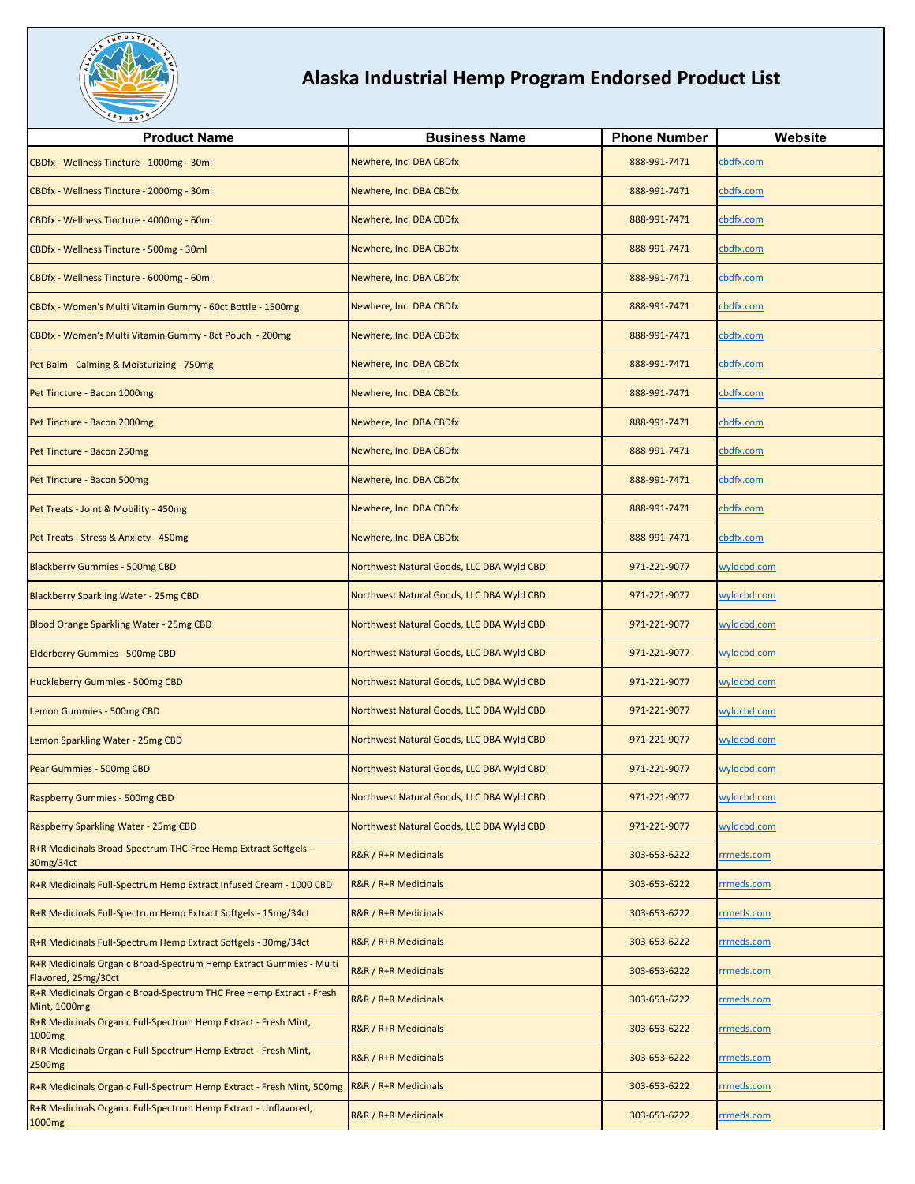# Alaska Industrial Hemp Program Endorsed Product List

| Product Name | Business Name | Phone Number | Website |
|---|---|---|---|
| CBDfx - Wellness Tincture - 1000mg - 30ml | Newhere, Inc. DBA CBDfx | 888-991-7471 | cbdfx.com |
| CBDfx - Wellness Tincture - 2000mg - 30ml | Newhere, Inc. DBA CBDfx | 888-991-7471 | cbdfx.com |
| CBDfx - Wellness Tincture - 4000mg - 60ml | Newhere, Inc. DBA CBDfx | 888-991-7471 | cbdfx.com |
| CBDfx - Wellness Tincture - 500mg - 30ml | Newhere, Inc. DBA CBDfx | 888-991-7471 | cbdfx.com |
| CBDfx - Wellness Tincture - 6000mg - 60ml | Newhere, Inc. DBA CBDfx | 888-991-7471 | cbdfx.com |
| CBDfx - Women's Multi Vitamin Gummy - 60ct Bottle - 1500mg | Newhere, Inc. DBA CBDfx | 888-991-7471 | cbdfx.com |
| CBDfx - Women's Multi Vitamin Gummy - 8ct Pouch - 200mg | Newhere, Inc. DBA CBDfx | 888-991-7471 | cbdfx.com |
| Pet Balm - Calming & Moisturizing - 750mg | Newhere, Inc. DBA CBDfx | 888-991-7471 | cbdfx.com |
| Pet Tincture - Bacon 1000mg | Newhere, Inc. DBA CBDfx | 888-991-7471 | cbdfx.com |
| Pet Tincture - Bacon 2000mg | Newhere, Inc. DBA CBDfx | 888-991-7471 | cbdfx.com |
| Pet Tincture - Bacon 250mg | Newhere, Inc. DBA CBDfx | 888-991-7471 | cbdfx.com |
| Pet Tincture - Bacon 500mg | Newhere, Inc. DBA CBDfx | 888-991-7471 | cbdfx.com |
| Pet Treats - Joint & Mobility - 450mg | Newhere, Inc. DBA CBDfx | 888-991-7471 | cbdfx.com |
| Pet Treats - Stress & Anxiety - 450mg | Newhere, Inc. DBA CBDfx | 888-991-7471 | cbdfx.com |
| Blackberry Gummies - 500mg CBD | Northwest Natural Goods, LLC DBA Wyld CBD | 971-221-9077 | wyldcbd.com |
| Blackberry Sparkling Water - 25mg CBD | Northwest Natural Goods, LLC DBA Wyld CBD | 971-221-9077 | wyldcbd.com |
| Blood Orange Sparkling Water - 25mg CBD | Northwest Natural Goods, LLC DBA Wyld CBD | 971-221-9077 | wyldcbd.com |
| Elderberry Gummies - 500mg CBD | Northwest Natural Goods, LLC DBA Wyld CBD | 971-221-9077 | wyldcbd.com |
| Huckleberry Gummies - 500mg CBD | Northwest Natural Goods, LLC DBA Wyld CBD | 971-221-9077 | wyldcbd.com |
| Lemon Gummies - 500mg CBD | Northwest Natural Goods, LLC DBA Wyld CBD | 971-221-9077 | wyldcbd.com |
| Lemon Sparkling Water - 25mg CBD | Northwest Natural Goods, LLC DBA Wyld CBD | 971-221-9077 | wyldcbd.com |
| Pear Gummies - 500mg CBD | Northwest Natural Goods, LLC DBA Wyld CBD | 971-221-9077 | wyldcbd.com |
| Raspberry Gummies - 500mg CBD | Northwest Natural Goods, LLC DBA Wyld CBD | 971-221-9077 | wyldcbd.com |
| Raspberry Sparkling Water - 25mg CBD | Northwest Natural Goods, LLC DBA Wyld CBD | 971-221-9077 | wyldcbd.com |
| R+R Medicinals Broad-Spectrum THC-Free Hemp Extract Softgels - 30mg/34ct | R&R / R+R Medicinals | 303-653-6222 | rrmeds.com |
| R+R Medicinals Full-Spectrum Hemp Extract Infused Cream - 1000 CBD | R&R / R+R Medicinals | 303-653-6222 | rrmeds.com |
| R+R Medicinals Full-Spectrum Hemp Extract Softgels - 15mg/34ct | R&R / R+R Medicinals | 303-653-6222 | rrmeds.com |
| R+R Medicinals Full-Spectrum Hemp Extract Softgels - 30mg/34ct | R&R / R+R Medicinals | 303-653-6222 | rrmeds.com |
| R+R Medicinals Organic Broad-Spectrum Hemp Extract Gummies - Multi Flavored, 25mg/30ct | R&R / R+R Medicinals | 303-653-6222 | rrmeds.com |
| R+R Medicinals Organic Broad-Spectrum THC Free Hemp Extract - Fresh Mint, 1000mg | R&R / R+R Medicinals | 303-653-6222 | rrmeds.com |
| R+R Medicinals Organic Full-Spectrum Hemp Extract - Fresh Mint, 1000mg | R&R / R+R Medicinals | 303-653-6222 | rrmeds.com |
| R+R Medicinals Organic Full-Spectrum Hemp Extract - Fresh Mint, 2500mg | R&R / R+R Medicinals | 303-653-6222 | rrmeds.com |
| R+R Medicinals Organic Full-Spectrum Hemp Extract - Fresh Mint, 500mg | R&R / R+R Medicinals | 303-653-6222 | rrmeds.com |
| R+R Medicinals Organic Full-Spectrum Hemp Extract - Unflavored, 1000mg | R&R / R+R Medicinals | 303-653-6222 | rrmeds.com |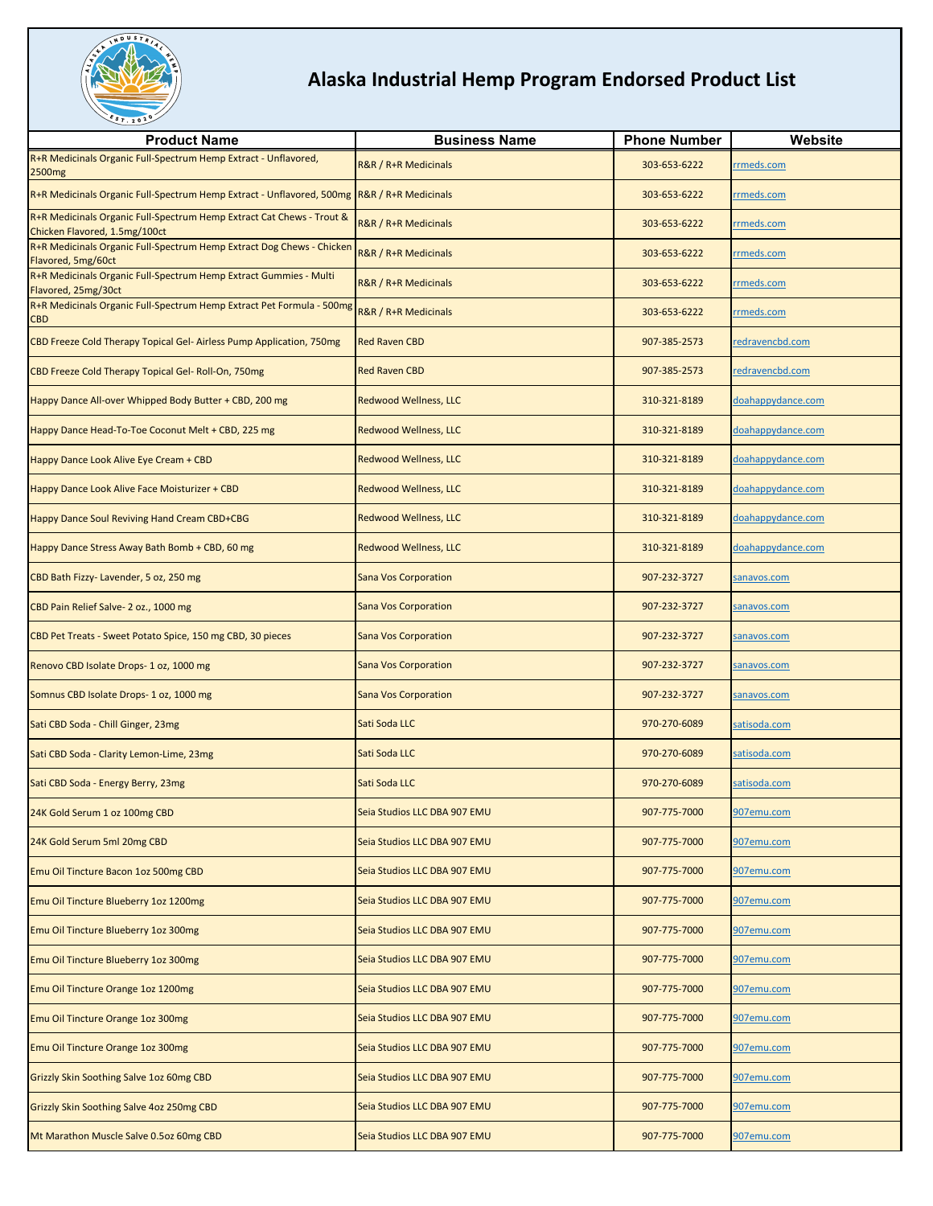# Alaska Industrial Hemp Program Endorsed Product List

| Product Name | Business Name | Phone Number | Website |
|---|---|---|---|
| R+R Medicinals Organic Full-Spectrum Hemp Extract - Unflavored, 2500mg | R&R / R+R Medicinals | 303-653-6222 | rrmeds.com |
| R+R Medicinals Organic Full-Spectrum Hemp Extract - Unflavored, 500mg | R&R / R+R Medicinals | 303-653-6222 | rrmeds.com |
| R+R Medicinals Organic Full-Spectrum Hemp Extract Cat Chews - Trout & Chicken Flavored, 1.5mg/100ct | R&R / R+R Medicinals | 303-653-6222 | rrmeds.com |
| R+R Medicinals Organic Full-Spectrum Hemp Extract Dog Chews - Chicken Flavored, 5mg/60ct | R&R / R+R Medicinals | 303-653-6222 | rrmeds.com |
| R+R Medicinals Organic Full-Spectrum Hemp Extract Gummies - Multi Flavored, 25mg/30ct | R&R / R+R Medicinals | 303-653-6222 | rrmeds.com |
| R+R Medicinals Organic Full-Spectrum Hemp Extract Pet Formula - 500mg CBD | R&R / R+R Medicinals | 303-653-6222 | rrmeds.com |
| CBD Freeze Cold Therapy Topical Gel- Airless Pump Application, 750mg | Red Raven CBD | 907-385-2573 | redravencbd.com |
| CBD Freeze Cold Therapy Topical Gel- Roll-On, 750mg | Red Raven CBD | 907-385-2573 | redravencbd.com |
| Happy Dance All-over Whipped Body Butter + CBD, 200 mg | Redwood Wellness, LLC | 310-321-8189 | doahappydance.com |
| Happy Dance Head-To-Toe Coconut Melt + CBD, 225 mg | Redwood Wellness, LLC | 310-321-8189 | doahappydance.com |
| Happy Dance Look Alive Eye Cream + CBD | Redwood Wellness, LLC | 310-321-8189 | doahappydance.com |
| Happy Dance Look Alive Face Moisturizer + CBD | Redwood Wellness, LLC | 310-321-8189 | doahappydance.com |
| Happy Dance Soul Reviving Hand Cream CBD+CBG | Redwood Wellness, LLC | 310-321-8189 | doahappydance.com |
| Happy Dance Stress Away Bath Bomb + CBD, 60 mg | Redwood Wellness, LLC | 310-321-8189 | doahappydance.com |
| CBD Bath Fizzy- Lavender, 5 oz, 250 mg | Sana Vos Corporation | 907-232-3727 | sanavos.com |
| CBD Pain Relief Salve- 2 oz., 1000 mg | Sana Vos Corporation | 907-232-3727 | sanavos.com |
| CBD Pet Treats - Sweet Potato Spice, 150 mg CBD, 30 pieces | Sana Vos Corporation | 907-232-3727 | sanavos.com |
| Renovo CBD Isolate Drops- 1 oz, 1000 mg | Sana Vos Corporation | 907-232-3727 | sanavos.com |
| Somnus CBD Isolate Drops- 1 oz, 1000 mg | Sana Vos Corporation | 907-232-3727 | sanavos.com |
| Sati CBD Soda - Chill Ginger, 23mg | Sati Soda LLC | 970-270-6089 | satisoda.com |
| Sati CBD Soda - Clarity Lemon-Lime, 23mg | Sati Soda LLC | 970-270-6089 | satisoda.com |
| Sati CBD Soda - Energy Berry, 23mg | Sati Soda LLC | 970-270-6089 | satisoda.com |
| 24K Gold Serum 1 oz 100mg CBD | Seia Studios LLC DBA 907 EMU | 907-775-7000 | 907emu.com |
| 24K Gold Serum 5ml 20mg CBD | Seia Studios LLC DBA 907 EMU | 907-775-7000 | 907emu.com |
| Emu Oil Tincture Bacon 1oz 500mg CBD | Seia Studios LLC DBA 907 EMU | 907-775-7000 | 907emu.com |
| Emu Oil Tincture Blueberry 1oz 1200mg | Seia Studios LLC DBA 907 EMU | 907-775-7000 | 907emu.com |
| Emu Oil Tincture Blueberry 1oz 300mg | Seia Studios LLC DBA 907 EMU | 907-775-7000 | 907emu.com |
| Emu Oil Tincture Blueberry 1oz 300mg | Seia Studios LLC DBA 907 EMU | 907-775-7000 | 907emu.com |
| Emu Oil Tincture Orange 1oz 1200mg | Seia Studios LLC DBA 907 EMU | 907-775-7000 | 907emu.com |
| Emu Oil Tincture Orange 1oz 300mg | Seia Studios LLC DBA 907 EMU | 907-775-7000 | 907emu.com |
| Emu Oil Tincture Orange 1oz 300mg | Seia Studios LLC DBA 907 EMU | 907-775-7000 | 907emu.com |
| Grizzly Skin Soothing Salve 1oz 60mg CBD | Seia Studios LLC DBA 907 EMU | 907-775-7000 | 907emu.com |
| Grizzly Skin Soothing Salve 4oz 250mg CBD | Seia Studios LLC DBA 907 EMU | 907-775-7000 | 907emu.com |
| Mt Marathon Muscle Salve 0.5oz 60mg CBD | Seia Studios LLC DBA 907 EMU | 907-775-7000 | 907emu.com |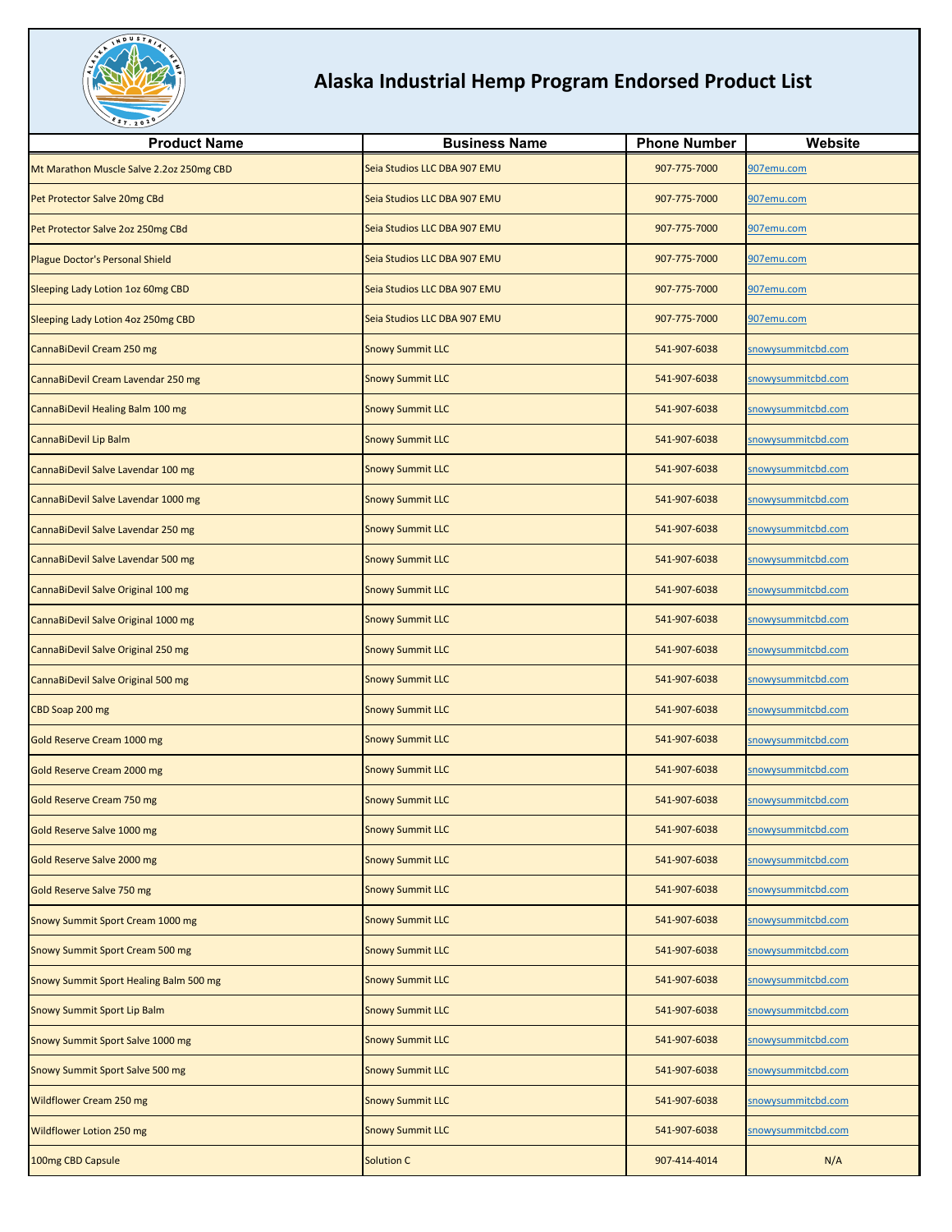# Alaska Industrial Hemp Program Endorsed Product List

| Product Name | Business Name | Phone Number | Website |
| --- | --- | --- | --- |
| Mt Marathon Muscle Salve 2.2oz 250mg CBD | Seia Studios LLC DBA 907 EMU | 907-775-7000 | 907emu.com |
| Pet Protector Salve 20mg CBd | Seia Studios LLC DBA 907 EMU | 907-775-7000 | 907emu.com |
| Pet Protector Salve 2oz 250mg CBd | Seia Studios LLC DBA 907 EMU | 907-775-7000 | 907emu.com |
| Plague Doctor's Personal Shield | Seia Studios LLC DBA 907 EMU | 907-775-7000 | 907emu.com |
| Sleeping Lady Lotion 1oz 60mg CBD | Seia Studios LLC DBA 907 EMU | 907-775-7000 | 907emu.com |
| Sleeping Lady Lotion 4oz 250mg CBD | Seia Studios LLC DBA 907 EMU | 907-775-7000 | 907emu.com |
| CannaBiDevil Cream 250 mg | Snowy Summit LLC | 541-907-6038 | snowysummitcbd.com |
| CannaBiDevil Cream Lavendar 250 mg | Snowy Summit LLC | 541-907-6038 | snowysummitcbd.com |
| CannaBiDevil Healing Balm 100 mg | Snowy Summit LLC | 541-907-6038 | snowysummitcbd.com |
| CannaBiDevil Lip Balm | Snowy Summit LLC | 541-907-6038 | snowysummitcbd.com |
| CannaBiDevil Salve Lavendar 100 mg | Snowy Summit LLC | 541-907-6038 | snowysummitcbd.com |
| CannaBiDevil Salve Lavendar 1000 mg | Snowy Summit LLC | 541-907-6038 | snowysummitcbd.com |
| CannaBiDevil Salve Lavendar 250 mg | Snowy Summit LLC | 541-907-6038 | snowysummitcbd.com |
| CannaBiDevil Salve Lavendar 500 mg | Snowy Summit LLC | 541-907-6038 | snowysummitcbd.com |
| CannaBiDevil Salve Original 100 mg | Snowy Summit LLC | 541-907-6038 | snowysummitcbd.com |
| CannaBiDevil Salve Original 1000 mg | Snowy Summit LLC | 541-907-6038 | snowysummitcbd.com |
| CannaBiDevil Salve Original 250 mg | Snowy Summit LLC | 541-907-6038 | snowysummitcbd.com |
| CannaBiDevil Salve Original 500 mg | Snowy Summit LLC | 541-907-6038 | snowysummitcbd.com |
| CBD Soap 200 mg | Snowy Summit LLC | 541-907-6038 | snowysummitcbd.com |
| Gold Reserve Cream 1000 mg | Snowy Summit LLC | 541-907-6038 | snowysummitcbd.com |
| Gold Reserve Cream 2000 mg | Snowy Summit LLC | 541-907-6038 | snowysummitcbd.com |
| Gold Reserve Cream 750 mg | Snowy Summit LLC | 541-907-6038 | snowysummitcbd.com |
| Gold Reserve Salve 1000 mg | Snowy Summit LLC | 541-907-6038 | snowysummitcbd.com |
| Gold Reserve Salve 2000 mg | Snowy Summit LLC | 541-907-6038 | snowysummitcbd.com |
| Gold Reserve Salve 750 mg | Snowy Summit LLC | 541-907-6038 | snowysummitcbd.com |
| Snowy Summit Sport Cream 1000 mg | Snowy Summit LLC | 541-907-6038 | snowysummitcbd.com |
| Snowy Summit Sport Cream 500 mg | Snowy Summit LLC | 541-907-6038 | snowysummitcbd.com |
| Snowy Summit Sport Healing Balm 500 mg | Snowy Summit LLC | 541-907-6038 | snowysummitcbd.com |
| Snowy Summit Sport Lip Balm | Snowy Summit LLC | 541-907-6038 | snowysummitcbd.com |
| Snowy Summit Sport Salve 1000 mg | Snowy Summit LLC | 541-907-6038 | snowysummitcbd.com |
| Snowy Summit Sport Salve 500 mg | Snowy Summit LLC | 541-907-6038 | snowysummitcbd.com |
| Wildflower Cream 250 mg | Snowy Summit LLC | 541-907-6038 | snowysummitcbd.com |
| Wildflower Lotion 250 mg | Snowy Summit LLC | 541-907-6038 | snowysummitcbd.com |
| 100mg CBD Capsule | Solution C | 907-414-4014 | N/A |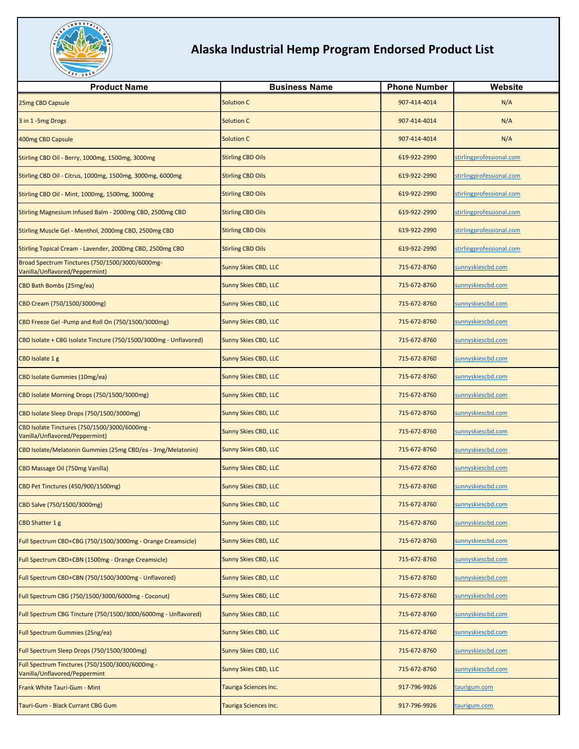# Alaska Industrial Hemp Program Endorsed Product List

| Product Name | Business Name | Phone Number | Website |
|---|---|---|---|
| 25mg CBD Capsule | Solution C | 907-414-4014 | N/A |
| 3 in 1 -5mg Drogs | Solution C | 907-414-4014 | N/A |
| 400mg CBD Capsule | Solution C | 907-414-4014 | N/A |
| Stirling CBD Oil - Berry, 1000mg, 1500mg, 3000mg | Stirling CBD Oils | 619-922-2990 | stirlingprofessional.com |
| Stirling CBD Oil - Citrus, 1000mg, 1500mg, 3000mg, 6000mg | Stirling CBD Oils | 619-922-2990 | stirlingprofessional.com |
| Stirling CBD Oil - Mint, 1000mg, 1500mg, 3000mg | Stirling CBD Oils | 619-922-2990 | stirlingprofessional.com |
| Stirling Magnesium Infused Balm - 2000mg CBD, 2500mg CBD | Stirling CBD Oils | 619-922-2990 | stirlingprofessional.com |
| Stirling Muscle Gel - Menthol, 2000mg CBD, 2500mg CBD | Stirling CBD Oils | 619-922-2990 | stirlingprofessional.com |
| Stirling Topical Cream - Lavender, 2000mg CBD, 2500mg CBD | Stirling CBD Oils | 619-922-2990 | stirlingprofessional.com |
| Broad Spectrum Tinctures (750/1500/3000/6000mg-Vanilla/Unflavored/Peppermint) | Sunny Skies CBD, LLC | 715-672-8760 | sunnyskiescbd.com |
| CBD Bath Bombs (25mg/ea) | Sunny Skies CBD, LLC | 715-672-8760 | sunnyskiescbd.com |
| CBD Cream (750/1500/3000mg) | Sunny Skies CBD, LLC | 715-672-8760 | sunnyskiescbd.com |
| CBD Freeze Gel -Pump and Roll On (750/1500/3000mg) | Sunny Skies CBD, LLC | 715-672-8760 | sunnyskiescbd.com |
| CBD Isolate + CBG Isolate Tincture (750/1500/3000mg - Unflavored) | Sunny Skies CBD, LLC | 715-672-8760 | sunnyskiescbd.com |
| CBD Isolate 1 g | Sunny Skies CBD, LLC | 715-672-8760 | sunnyskiescbd.com |
| CBD Isolate Gummies (10mg/ea) | Sunny Skies CBD, LLC | 715-672-8760 | sunnyskiescbd.com |
| CBD Isolate Morning Drops (750/1500/3000mg) | Sunny Skies CBD, LLC | 715-672-8760 | sunnyskiescbd.com |
| CBD Isolate Sleep Drops (750/1500/3000mg) | Sunny Skies CBD, LLC | 715-672-8760 | sunnyskiescbd.com |
| CBD Isolate Tinctures (750/1500/3000/6000mg - Vanilla/Unflavored/Peppermint) | Sunny Skies CBD, LLC | 715-672-8760 | sunnyskiescbd.com |
| CBD Isolate/Melatonin Gummies (25mg CBD/ea - 3mg/Melatonin) | Sunny Skies CBD, LLC | 715-672-8760 | sunnyskiescbd.com |
| CBD Massage Oil (750mg Vanilla) | Sunny Skies CBD, LLC | 715-672-8760 | sunnyskiescbd.com |
| CBD Pet Tinctures (450/900/1500mg) | Sunny Skies CBD, LLC | 715-672-8760 | sunnyskiescbd.com |
| CBD Salve (750/1500/3000mg) | Sunny Skies CBD, LLC | 715-672-8760 | sunnyskiescbd.com |
| CBD Shatter 1 g | Sunny Skies CBD, LLC | 715-672-8760 | sunnyskiescbd.com |
| Full Spectrum CBD+CBG (750/1500/3000mg - Orange Creamsicle) | Sunny Skies CBD, LLC | 715-672-8760 | sunnyskiescbd.com |
| Full Spectrum CBD+CBN (1500mg - Orange Creamsicle) | Sunny Skies CBD, LLC | 715-672-8760 | sunnyskiescbd.com |
| Full Spectrum CBD+CBN (750/1500/3000mg - Unflavored) | Sunny Skies CBD, LLC | 715-672-8760 | sunnyskiescbd.com |
| Full Spectrum CBG (750/1500/3000/6000mg - Coconut) | Sunny Skies CBD, LLC | 715-672-8760 | sunnyskiescbd.com |
| Full Spectrum CBG Tincture (750/1500/3000/6000mg - Unflavored) | Sunny Skies CBD, LLC | 715-672-8760 | sunnyskiescbd.com |
| Full Spectrum Gummies (25ng/ea) | Sunny Skies CBD, LLC | 715-672-8760 | sunnyskiescbd.com |
| Full Spectrum Sleep Drops (750/1500/3000mg) | Sunny Skies CBD, LLC | 715-672-8760 | sunnyskiescbd.com |
| Full Spectrum Tinctures (750/1500/3000/6000mg - Vanilla/Unflavored/Peppermint | Sunny Skies CBD, LLC | 715-672-8760 | sunnyskiescbd.com |
| Frank White Tauri-Gum - Mint | Tauriga Sciences Inc. | 917-796-9926 | taurigum.com |
| Tauri-Gum - Black Currant CBG Gum | Tauriga Sciences Inc. | 917-796-9926 | taurigum.com |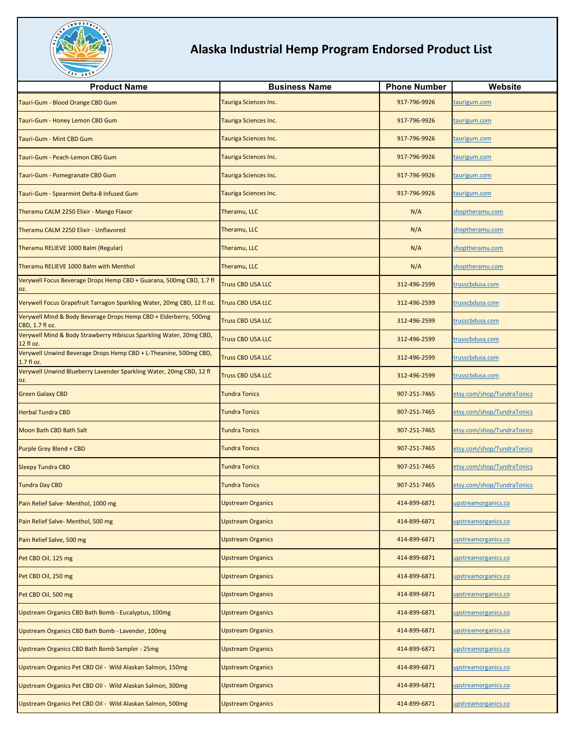# Alaska Industrial Hemp Program Endorsed Product List

| Product Name | Business Name | Phone Number | Website |
|---|---|---|---|
| Tauri-Gum - Blood Orange CBD Gum | Tauriga Sciences Inc. | 917-796-9926 | taurigum.com |
| Tauri-Gum - Honey Lemon CBD Gum | Tauriga Sciences Inc. | 917-796-9926 | taurigum.com |
| Tauri-Gum - Mint CBD Gum | Tauriga Sciences Inc. | 917-796-9926 | taurigum.com |
| Tauri-Gum - Peach-Lemon CBG Gum | Tauriga Sciences Inc. | 917-796-9926 | taurigum.com |
| Tauri-Gum - Pomegranate CBD Gum | Tauriga Sciences Inc. | 917-796-9926 | taurigum.com |
| Tauri-Gum - Spearmint Delta-8 Infused Gum | Tauriga Sciences Inc. | 917-796-9926 | taurigum.com |
| Theramu CALM 2250 Elixir - Mango Flavor | Theramu, LLC | N/A | shoptheramu.com |
| Theramu CALM 2250 Elixir - Unflavored | Theramu, LLC | N/A | shoptheramu.com |
| Theramu RELIEVE 1000 Balm (Regular) | Theramu, LLC | N/A | shoptheramu.com |
| Theramu RELIEVE 1000 Balm with Menthol | Theramu, LLC | N/A | shoptheramu.com |
| Verywell Focus Beverage Drops Hemp CBD + Guarana, 500mg CBD, 1.7 fl oz. | Truss CBD USA LLC | 312-496-2599 | trusscbdusa.com |
| Verywell Focus Grapefruit Tarragon Sparkling Water, 20mg CBD, 12 fl oz. | Truss CBD USA LLC | 312-496-2599 | trusscbdusa.com |
| Verywell Mind & Body Beverage Drops Hemp CBD + Elderberry, 500mg CBD, 1.7 fl oz. | Truss CBD USA LLC | 312-496-2599 | trusscbdusa.com |
| Verywell Mind & Body Strawberry Hibiscus Sparkling Water, 20mg CBD, 12 fl oz. | Truss CBD USA LLC | 312-496-2599 | trusscbdusa.com |
| Verywell Unwind Beverage Drops Hemp CBD + L-Theanine, 500mg CBD, 1.7 fl oz. | Truss CBD USA LLC | 312-496-2599 | trusscbdusa.com |
| Verywell Unwind Blueberry Lavender Sparkling Water, 20mg CBD, 12 fl oz. | Truss CBD USA LLC | 312-496-2599 | trusscbdusa.com |
| Green Galaxy CBD | Tundra Tonics | 907-251-7465 | etsy.com/shop/TundraTonics |
| Herbal Tundra CBD | Tundra Tonics | 907-251-7465 | etsy.com/shop/TundraTonics |
| Moon Bath CBD Bath Salt | Tundra Tonics | 907-251-7465 | etsy.com/shop/TundraTonics |
| Purple Grey Blend + CBD | Tundra Tonics | 907-251-7465 | etsy.com/shop/TundraTonics |
| Sleepy Tundra CBD | Tundra Tonics | 907-251-7465 | etsy.com/shop/TundraTonics |
| Tundra Day CBD | Tundra Tonics | 907-251-7465 | etsy.com/shop/TundraTonics |
| Pain Relief Salve- Menthol, 1000 mg | Upstream Organics | 414-899-6871 | upstreamorganics.co |
| Pain Relief Salve- Menthol, 500 mg | Upstream Organics | 414-899-6871 | upstreamorganics.co |
| Pain Relief Salve, 500 mg | Upstream Organics | 414-899-6871 | upstreamorganics.co |
| Pet CBD Oil, 125 mg | Upstream Organics | 414-899-6871 | upstreamorganics.co |
| Pet CBD Oil, 250 mg | Upstream Organics | 414-899-6871 | upstreamorganics.co |
| Pet CBD Oil, 500 mg | Upstream Organics | 414-899-6871 | upstreamorganics.co |
| Upstream Organics CBD Bath Bomb - Eucalyptus, 100mg | Upstream Organics | 414-899-6871 | upstreamorganics.co |
| Upstream Organics CBD Bath Bomb - Lavender, 100mg | Upstream Organics | 414-899-6871 | upstreamorganics.co |
| Upstream Organics CBD Bath Bomb Sampler - 25mg | Upstream Organics | 414-899-6871 | upstreamorganics.co |
| Upstream Organics Pet CBD Oil - Wild Alaskan Salmon, 150mg | Upstream Organics | 414-899-6871 | upstreamorganics.co |
| Upstream Organics Pet CBD Oil - Wild Alaskan Salmon, 300mg | Upstream Organics | 414-899-6871 | upstreamorganics.co |
| Upstream Organics Pet CBD Oil - Wild Alaskan Salmon, 500mg | Upstream Organics | 414-899-6871 | upstreamorganics.co |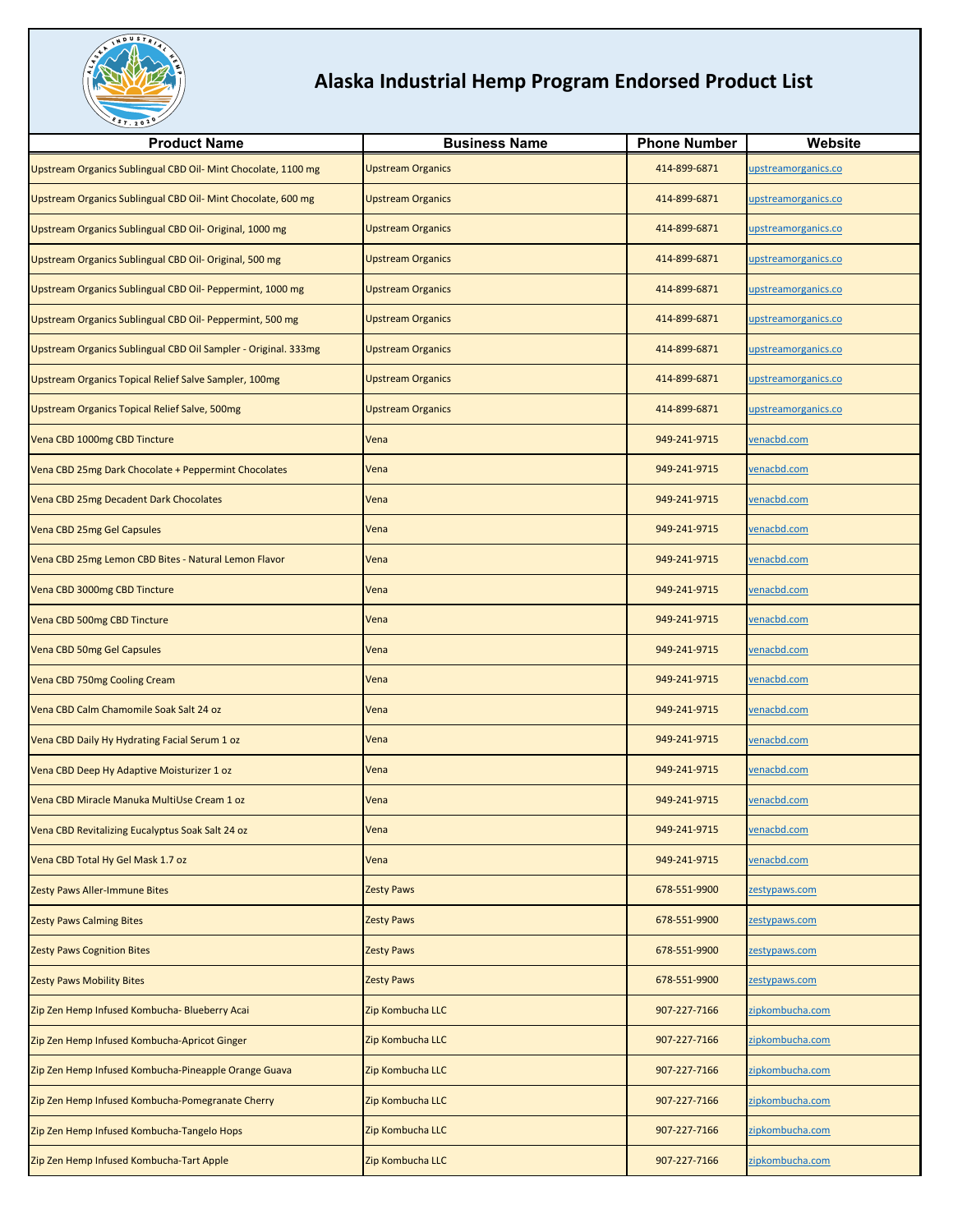# Alaska Industrial Hemp Program Endorsed Product List

| Product Name | Business Name | Phone Number | Website |
|---|---|---|---|
| Upstream Organics Sublingual CBD Oil- Mint Chocolate, 1100 mg | Upstream Organics | 414-899-6871 | upstreamorganics.co |
| Upstream Organics Sublingual CBD Oil- Mint Chocolate, 600 mg | Upstream Organics | 414-899-6871 | upstreamorganics.co |
| Upstream Organics Sublingual CBD Oil- Original, 1000 mg | Upstream Organics | 414-899-6871 | upstreamorganics.co |
| Upstream Organics Sublingual CBD Oil- Original, 500 mg | Upstream Organics | 414-899-6871 | upstreamorganics.co |
| Upstream Organics Sublingual CBD Oil- Peppermint, 1000 mg | Upstream Organics | 414-899-6871 | upstreamorganics.co |
| Upstream Organics Sublingual CBD Oil- Peppermint, 500 mg | Upstream Organics | 414-899-6871 | upstreamorganics.co |
| Upstream Organics Sublingual CBD Oil Sampler - Original. 333mg | Upstream Organics | 414-899-6871 | upstreamorganics.co |
| Upstream Organics Topical Relief Salve Sampler, 100mg | Upstream Organics | 414-899-6871 | upstreamorganics.co |
| Upstream Organics Topical Relief Salve, 500mg | Upstream Organics | 414-899-6871 | upstreamorganics.co |
| Vena CBD 1000mg CBD Tincture | Vena | 949-241-9715 | venacbd.com |
| Vena CBD 25mg Dark Chocolate + Peppermint Chocolates | Vena | 949-241-9715 | venacbd.com |
| Vena CBD 25mg Decadent Dark Chocolates | Vena | 949-241-9715 | venacbd.com |
| Vena CBD 25mg Gel Capsules | Vena | 949-241-9715 | venacbd.com |
| Vena CBD 25mg Lemon CBD Bites - Natural Lemon Flavor | Vena | 949-241-9715 | venacbd.com |
| Vena CBD 3000mg CBD Tincture | Vena | 949-241-9715 | venacbd.com |
| Vena CBD 500mg CBD Tincture | Vena | 949-241-9715 | venacbd.com |
| Vena CBD 50mg Gel Capsules | Vena | 949-241-9715 | venacbd.com |
| Vena CBD 750mg Cooling Cream | Vena | 949-241-9715 | venacbd.com |
| Vena CBD Calm Chamomile Soak Salt 24 oz | Vena | 949-241-9715 | venacbd.com |
| Vena CBD Daily Hy Hydrating Facial Serum 1 oz | Vena | 949-241-9715 | venacbd.com |
| Vena CBD Deep Hy Adaptive Moisturizer 1 oz | Vena | 949-241-9715 | venacbd.com |
| Vena CBD Miracle Manuka MultiUse Cream 1 oz | Vena | 949-241-9715 | venacbd.com |
| Vena CBD Revitalizing Eucalyptus Soak Salt 24 oz | Vena | 949-241-9715 | venacbd.com |
| Vena CBD Total Hy Gel Mask 1.7 oz | Vena | 949-241-9715 | venacbd.com |
| Zesty Paws Aller-Immune Bites | Zesty Paws | 678-551-9900 | zestypaws.com |
| Zesty Paws Calming Bites | Zesty Paws | 678-551-9900 | zestypaws.com |
| Zesty Paws Cognition Bites | Zesty Paws | 678-551-9900 | zestypaws.com |
| Zesty Paws Mobility Bites | Zesty Paws | 678-551-9900 | zestypaws.com |
| Zip Zen Hemp Infused Kombucha- Blueberry Acai | Zip Kombucha LLC | 907-227-7166 | zipkombucha.com |
| Zip Zen Hemp Infused Kombucha-Apricot Ginger | Zip Kombucha LLC | 907-227-7166 | zipkombucha.com |
| Zip Zen Hemp Infused Kombucha-Pineapple Orange Guava | Zip Kombucha LLC | 907-227-7166 | zipkombucha.com |
| Zip Zen Hemp Infused Kombucha-Pomegranate Cherry | Zip Kombucha LLC | 907-227-7166 | zipkombucha.com |
| Zip Zen Hemp Infused Kombucha-Tangelo Hops | Zip Kombucha LLC | 907-227-7166 | zipkombucha.com |
| Zip Zen Hemp Infused Kombucha-Tart Apple | Zip Kombucha LLC | 907-227-7166 | zipkombucha.com |